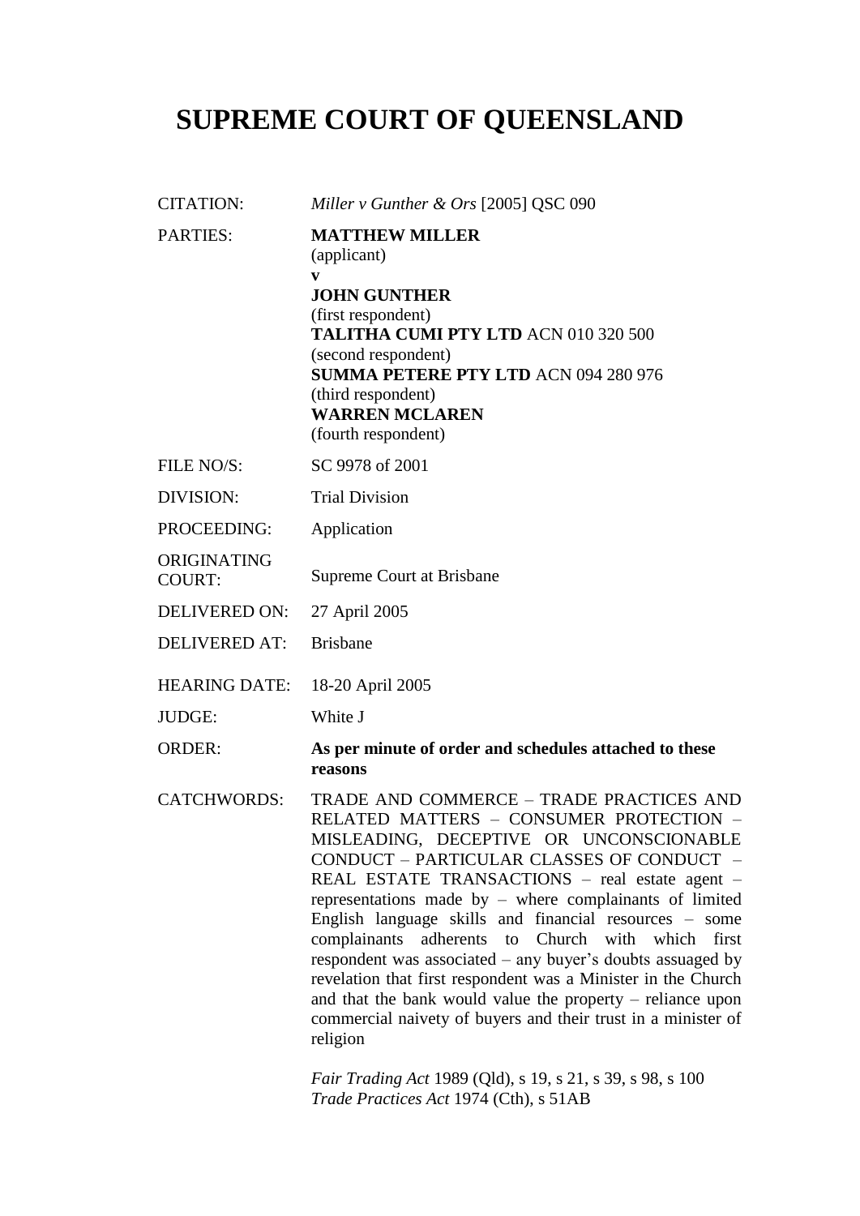# SUPREME COURT OF QUEENSLAND

| | |
|---|---|
| CITATION: | *Miller v Gunther & Ors* [2005] QSC 090 |
| PARTIES: | **MATTHEW MILLER**<br>(applicant)<br>**v**<br>**JOHN GUNTHER**<br>(first respondent)<br>**TALITHA CUMI PTY LTD** ACN 010 320 500<br>(second respondent)<br>**SUMMA PETERE PTY LTD** ACN 094 280 976<br>(third respondent)<br>**WARREN MCLAREN**<br>(fourth respondent) |
| FILE NO/S: | SC 9978 of 2001 |
| DIVISION: | Trial Division |
| PROCEEDING: | Application |
| ORIGINATING COURT: | Supreme Court at Brisbane |
| DELIVERED ON: | 27 April 2005 |
| DELIVERED AT: | Brisbane |
| HEARING DATE: | 18-20 April 2005 |
| JUDGE: | White J |
| ORDER: | **As per minute of order and schedules attached to these reasons** |
| CATCHWORDS: | TRADE AND COMMERCE – TRADE PRACTICES AND RELATED MATTERS – CONSUMER PROTECTION – MISLEADING, DECEPTIVE OR UNCONSCIONABLE CONDUCT – PARTICULAR CLASSES OF CONDUCT – REAL ESTATE TRANSACTIONS – real estate agent – representations made by – where complainants of limited English language skills and financial resources – some complainants adherents to Church with which first respondent was associated – any buyer's doubts assuaged by revelation that first respondent was a Minister in the Church and that the bank would value the property – reliance upon commercial naivety of buyers and their trust in a minister of religion<br><br>*Fair Trading Act* 1989 (Qld), s 19, s 21, s 39, s 98, s 100<br>*Trade Practices Act* 1974 (Cth), s 51AB |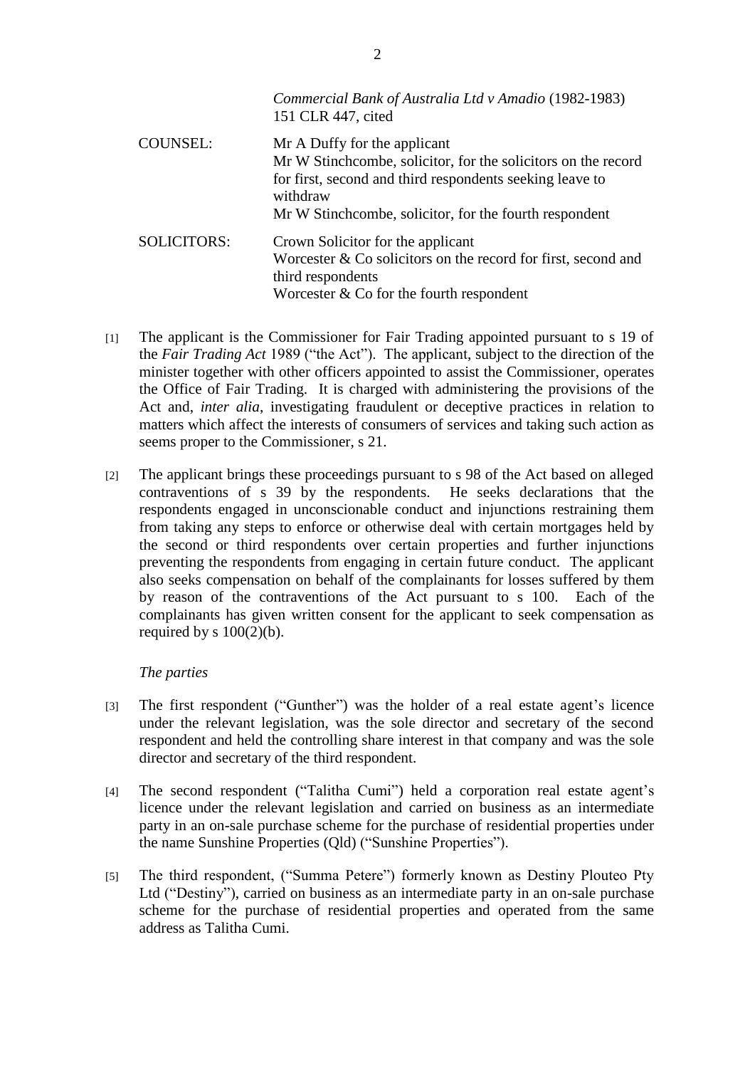*Commercial Bank of Australia Ltd v Amadio* (1982-1983) 151 CLR 447, cited

| | |
|---|---|
| COUNSEL: | Mr A Duffy for the applicant<br>Mr W Stinchcombe, solicitor, for the solicitors on the record for first, second and third respondents seeking leave to withdraw<br>Mr W Stinchcombe, solicitor, for the fourth respondent |
| SOLICITORS: | Crown Solicitor for the applicant<br>Worcester & Co solicitors on the record for first, second and third respondents<br>Worcester & Co for the fourth respondent |

[1] The applicant is the Commissioner for Fair Trading appointed pursuant to s 19 of the *Fair Trading Act* 1989 ("the Act"). The applicant, subject to the direction of the minister together with other officers appointed to assist the Commissioner, operates the Office of Fair Trading. It is charged with administering the provisions of the Act and, *inter alia*, investigating fraudulent or deceptive practices in relation to matters which affect the interests of consumers of services and taking such action as seems proper to the Commissioner, s 21.

[2] The applicant brings these proceedings pursuant to s 98 of the Act based on alleged contraventions of s 39 by the respondents. He seeks declarations that the respondents engaged in unconscionable conduct and injunctions restraining them from taking any steps to enforce or otherwise deal with certain mortgages held by the second or third respondents over certain properties and further injunctions preventing the respondents from engaging in certain future conduct. The applicant also seeks compensation on behalf of the complainants for losses suffered by them by reason of the contraventions of the Act pursuant to s 100. Each of the complainants has given written consent for the applicant to seek compensation as required by s 100(2)(b).

*The parties*

[3] The first respondent ("Gunther") was the holder of a real estate agent's licence under the relevant legislation, was the sole director and secretary of the second respondent and held the controlling share interest in that company and was the sole director and secretary of the third respondent.

[4] The second respondent ("Talitha Cumi") held a corporation real estate agent's licence under the relevant legislation and carried on business as an intermediate party in an on-sale purchase scheme for the purchase of residential properties under the name Sunshine Properties (Qld) ("Sunshine Properties").

[5] The third respondent, ("Summa Petere") formerly known as Destiny Plouteo Pty Ltd ("Destiny"), carried on business as an intermediate party in an on-sale purchase scheme for the purchase of residential properties and operated from the same address as Talitha Cumi.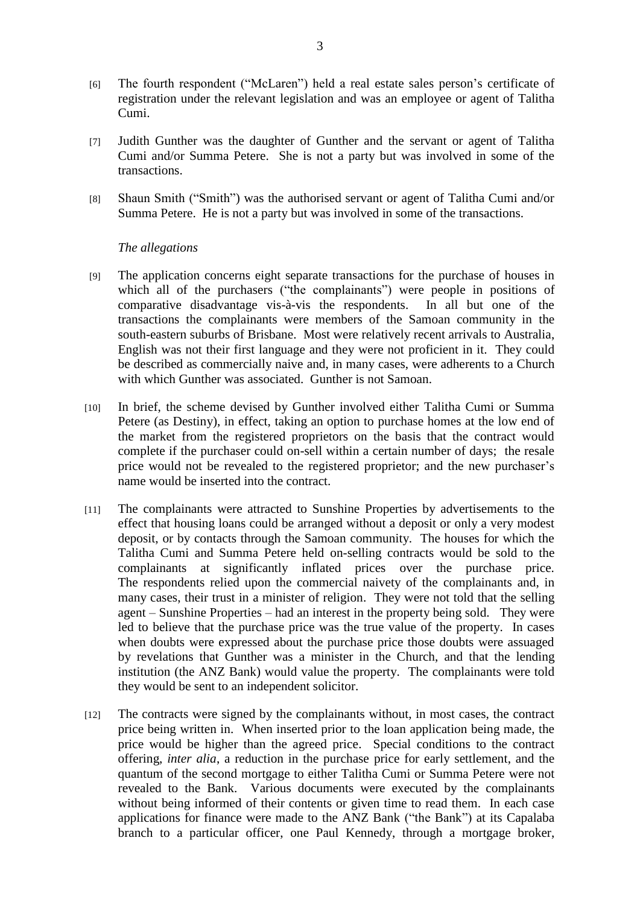[6] The fourth respondent ("McLaren") held a real estate sales person's certificate of registration under the relevant legislation and was an employee or agent of Talitha Cumi.

[7] Judith Gunther was the daughter of Gunther and the servant or agent of Talitha Cumi and/or Summa Petere. She is not a party but was involved in some of the transactions.

[8] Shaun Smith ("Smith") was the authorised servant or agent of Talitha Cumi and/or Summa Petere. He is not a party but was involved in some of the transactions.

*The allegations*

[9] The application concerns eight separate transactions for the purchase of houses in which all of the purchasers ("the complainants") were people in positions of comparative disadvantage vis-à-vis the respondents. In all but one of the transactions the complainants were members of the Samoan community in the south-eastern suburbs of Brisbane. Most were relatively recent arrivals to Australia, English was not their first language and they were not proficient in it. They could be described as commercially naive and, in many cases, were adherents to a Church with which Gunther was associated. Gunther is not Samoan.

[10] In brief, the scheme devised by Gunther involved either Talitha Cumi or Summa Petere (as Destiny), in effect, taking an option to purchase homes at the low end of the market from the registered proprietors on the basis that the contract would complete if the purchaser could on-sell within a certain number of days; the resale price would not be revealed to the registered proprietor; and the new purchaser's name would be inserted into the contract.

[11] The complainants were attracted to Sunshine Properties by advertisements to the effect that housing loans could be arranged without a deposit or only a very modest deposit, or by contacts through the Samoan community. The houses for which the Talitha Cumi and Summa Petere held on-selling contracts would be sold to the complainants at significantly inflated prices over the purchase price. The respondents relied upon the commercial naivety of the complainants and, in many cases, their trust in a minister of religion. They were not told that the selling agent – Sunshine Properties – had an interest in the property being sold. They were led to believe that the purchase price was the true value of the property. In cases when doubts were expressed about the purchase price those doubts were assuaged by revelations that Gunther was a minister in the Church, and that the lending institution (the ANZ Bank) would value the property. The complainants were told they would be sent to an independent solicitor.

[12] The contracts were signed by the complainants without, in most cases, the contract price being written in. When inserted prior to the loan application being made, the price would be higher than the agreed price. Special conditions to the contract offering, *inter alia*, a reduction in the purchase price for early settlement, and the quantum of the second mortgage to either Talitha Cumi or Summa Petere were not revealed to the Bank. Various documents were executed by the complainants without being informed of their contents or given time to read them. In each case applications for finance were made to the ANZ Bank ("the Bank") at its Capalaba branch to a particular officer, one Paul Kennedy, through a mortgage broker,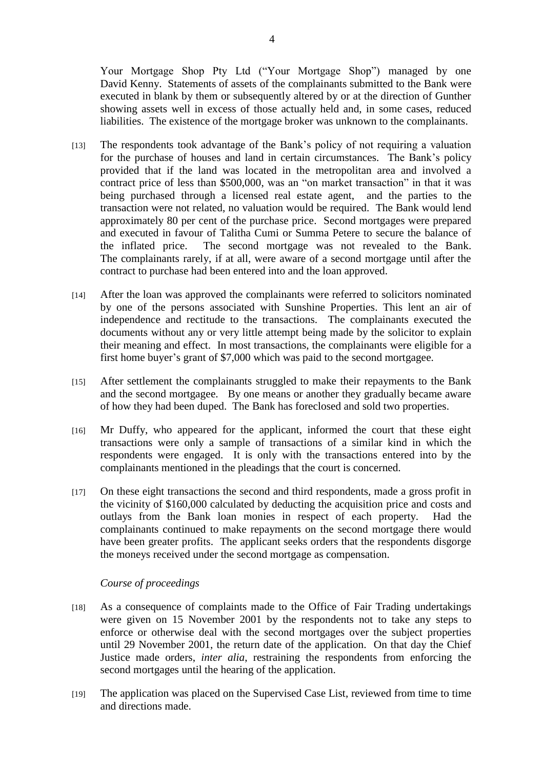Your Mortgage Shop Pty Ltd ("Your Mortgage Shop") managed by one David Kenny. Statements of assets of the complainants submitted to the Bank were executed in blank by them or subsequently altered by or at the direction of Gunther showing assets well in excess of those actually held and, in some cases, reduced liabilities. The existence of the mortgage broker was unknown to the complainants.

[13] The respondents took advantage of the Bank's policy of not requiring a valuation for the purchase of houses and land in certain circumstances. The Bank's policy provided that if the land was located in the metropolitan area and involved a contract price of less than $500,000, was an "on market transaction" in that it was being purchased through a licensed real estate agent, and the parties to the transaction were not related, no valuation would be required. The Bank would lend approximately 80 per cent of the purchase price. Second mortgages were prepared and executed in favour of Talitha Cumi or Summa Petere to secure the balance of the inflated price. The second mortgage was not revealed to the Bank. The complainants rarely, if at all, were aware of a second mortgage until after the contract to purchase had been entered into and the loan approved.

[14] After the loan was approved the complainants were referred to solicitors nominated by one of the persons associated with Sunshine Properties. This lent an air of independence and rectitude to the transactions. The complainants executed the documents without any or very little attempt being made by the solicitor to explain their meaning and effect. In most transactions, the complainants were eligible for a first home buyer's grant of $7,000 which was paid to the second mortgagee.

[15] After settlement the complainants struggled to make their repayments to the Bank and the second mortgagee. By one means or another they gradually became aware of how they had been duped. The Bank has foreclosed and sold two properties.

[16] Mr Duffy, who appeared for the applicant, informed the court that these eight transactions were only a sample of transactions of a similar kind in which the respondents were engaged. It is only with the transactions entered into by the complainants mentioned in the pleadings that the court is concerned.

[17] On these eight transactions the second and third respondents, made a gross profit in the vicinity of $160,000 calculated by deducting the acquisition price and costs and outlays from the Bank loan monies in respect of each property. Had the complainants continued to make repayments on the second mortgage there would have been greater profits. The applicant seeks orders that the respondents disgorge the moneys received under the second mortgage as compensation.

*Course of proceedings*

[18] As a consequence of complaints made to the Office of Fair Trading undertakings were given on 15 November 2001 by the respondents not to take any steps to enforce or otherwise deal with the second mortgages over the subject properties until 29 November 2001, the return date of the application. On that day the Chief Justice made orders, *inter alia*, restraining the respondents from enforcing the second mortgages until the hearing of the application.

[19] The application was placed on the Supervised Case List, reviewed from time to time and directions made.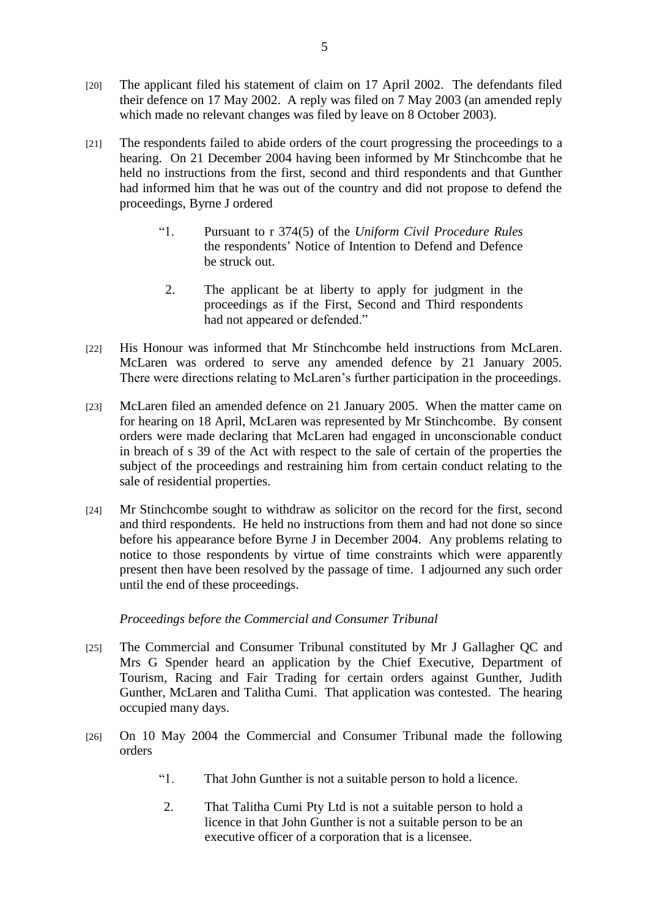[20] The applicant filed his statement of claim on 17 April 2002. The defendants filed their defence on 17 May 2002. A reply was filed on 7 May 2003 (an amended reply which made no relevant changes was filed by leave on 8 October 2003).

[21] The respondents failed to abide orders of the court progressing the proceedings to a hearing. On 21 December 2004 having been informed by Mr Stinchcombe that he held no instructions from the first, second and third respondents and that Gunther had informed him that he was out of the country and did not propose to defend the proceedings, Byrne J ordered

> "1. Pursuant to r 374(5) of the *Uniform Civil Procedure Rules* the respondents' Notice of Intention to Defend and Defence be struck out.
>
> 2. The applicant be at liberty to apply for judgment in the proceedings as if the First, Second and Third respondents had not appeared or defended."

[22] His Honour was informed that Mr Stinchcombe held instructions from McLaren. McLaren was ordered to serve any amended defence by 21 January 2005. There were directions relating to McLaren's further participation in the proceedings.

[23] McLaren filed an amended defence on 21 January 2005. When the matter came on for hearing on 18 April, McLaren was represented by Mr Stinchcombe. By consent orders were made declaring that McLaren had engaged in unconscionable conduct in breach of s 39 of the Act with respect to the sale of certain of the properties the subject of the proceedings and restraining him from certain conduct relating to the sale of residential properties.

[24] Mr Stinchcombe sought to withdraw as solicitor on the record for the first, second and third respondents. He held no instructions from them and had not done so since before his appearance before Byrne J in December 2004. Any problems relating to notice to those respondents by virtue of time constraints which were apparently present then have been resolved by the passage of time. I adjourned any such order until the end of these proceedings.

*Proceedings before the Commercial and Consumer Tribunal*

[25] The Commercial and Consumer Tribunal constituted by Mr J Gallagher QC and Mrs G Spender heard an application by the Chief Executive, Department of Tourism, Racing and Fair Trading for certain orders against Gunther, Judith Gunther, McLaren and Talitha Cumi. That application was contested. The hearing occupied many days.

[26] On 10 May 2004 the Commercial and Consumer Tribunal made the following orders

> "1. That John Gunther is not a suitable person to hold a licence.
>
> 2. That Talitha Cumi Pty Ltd is not a suitable person to hold a licence in that John Gunther is not a suitable person to be an executive officer of a corporation that is a licensee.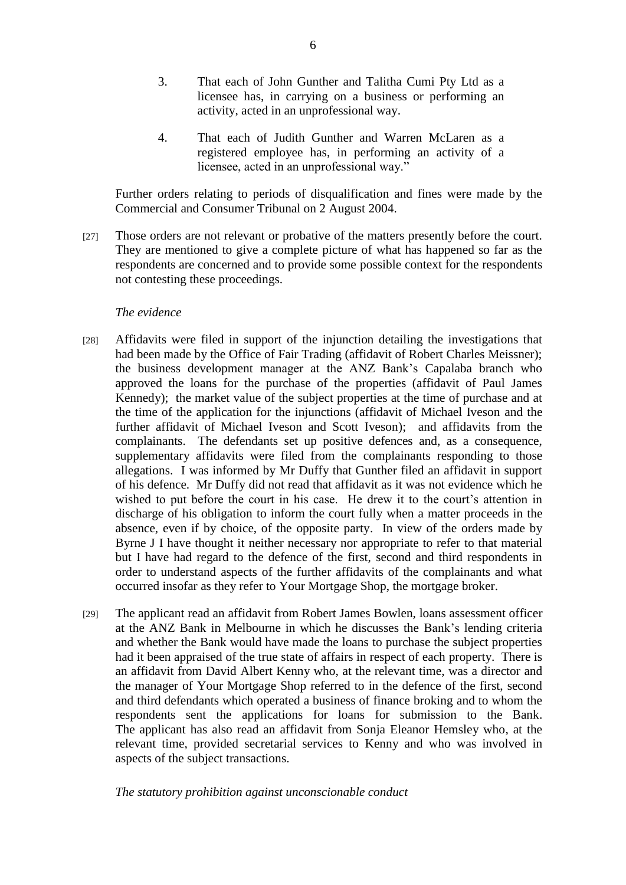3. That each of John Gunther and Talitha Cumi Pty Ltd as a licensee has, in carrying on a business or performing an activity, acted in an unprofessional way.

4. That each of Judith Gunther and Warren McLaren as a registered employee has, in performing an activity of a licensee, acted in an unprofessional way."

Further orders relating to periods of disqualification and fines were made by the Commercial and Consumer Tribunal on 2 August 2004.

[27] Those orders are not relevant or probative of the matters presently before the court. They are mentioned to give a complete picture of what has happened so far as the respondents are concerned and to provide some possible context for the respondents not contesting these proceedings.

*The evidence*

[28] Affidavits were filed in support of the injunction detailing the investigations that had been made by the Office of Fair Trading (affidavit of Robert Charles Meissner); the business development manager at the ANZ Bank's Capalaba branch who approved the loans for the purchase of the properties (affidavit of Paul James Kennedy); the market value of the subject properties at the time of purchase and at the time of the application for the injunctions (affidavit of Michael Iveson and the further affidavit of Michael Iveson and Scott Iveson); and affidavits from the complainants. The defendants set up positive defences and, as a consequence, supplementary affidavits were filed from the complainants responding to those allegations. I was informed by Mr Duffy that Gunther filed an affidavit in support of his defence. Mr Duffy did not read that affidavit as it was not evidence which he wished to put before the court in his case. He drew it to the court's attention in discharge of his obligation to inform the court fully when a matter proceeds in the absence, even if by choice, of the opposite party. In view of the orders made by Byrne J I have thought it neither necessary nor appropriate to refer to that material but I have had regard to the defence of the first, second and third respondents in order to understand aspects of the further affidavits of the complainants and what occurred insofar as they refer to Your Mortgage Shop, the mortgage broker.

[29] The applicant read an affidavit from Robert James Bowlen, loans assessment officer at the ANZ Bank in Melbourne in which he discusses the Bank's lending criteria and whether the Bank would have made the loans to purchase the subject properties had it been appraised of the true state of affairs in respect of each property. There is an affidavit from David Albert Kenny who, at the relevant time, was a director and the manager of Your Mortgage Shop referred to in the defence of the first, second and third defendants which operated a business of finance broking and to whom the respondents sent the applications for loans for submission to the Bank. The applicant has also read an affidavit from Sonja Eleanor Hemsley who, at the relevant time, provided secretarial services to Kenny and who was involved in aspects of the subject transactions.

*The statutory prohibition against unconscionable conduct*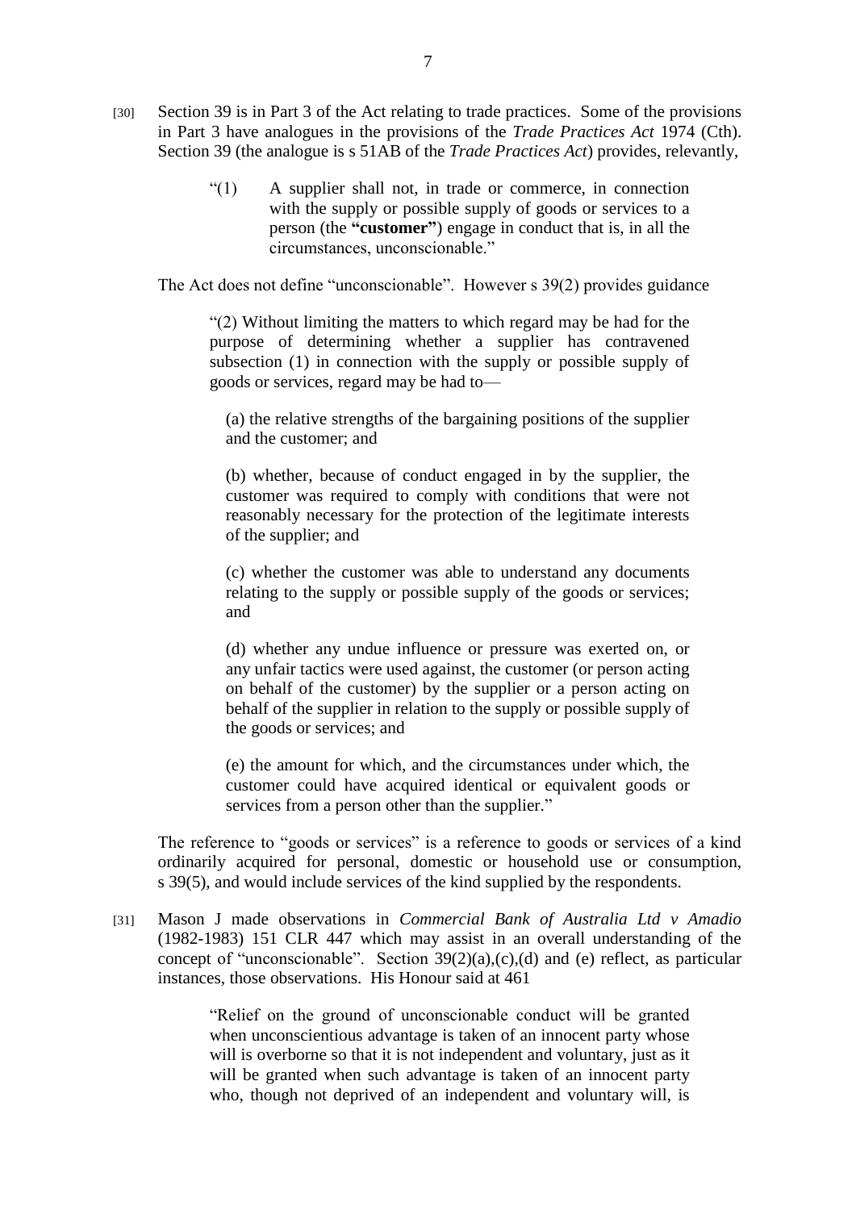[30] Section 39 is in Part 3 of the Act relating to trade practices. Some of the provisions in Part 3 have analogues in the provisions of the *Trade Practices Act* 1974 (Cth). Section 39 (the analogue is s 51AB of the *Trade Practices Act*) provides, relevantly,

> "(1) A supplier shall not, in trade or commerce, in connection with the supply or possible supply of goods or services to a person (the **"customer"**) engage in conduct that is, in all the circumstances, unconscionable."

The Act does not define "unconscionable". However s 39(2) provides guidance

> "(2) Without limiting the matters to which regard may be had for the purpose of determining whether a supplier has contravened subsection (1) in connection with the supply or possible supply of goods or services, regard may be had to—
>
> (a) the relative strengths of the bargaining positions of the supplier and the customer; and
>
> (b) whether, because of conduct engaged in by the supplier, the customer was required to comply with conditions that were not reasonably necessary for the protection of the legitimate interests of the supplier; and
>
> (c) whether the customer was able to understand any documents relating to the supply or possible supply of the goods or services; and
>
> (d) whether any undue influence or pressure was exerted on, or any unfair tactics were used against, the customer (or person acting on behalf of the customer) by the supplier or a person acting on behalf of the supplier in relation to the supply or possible supply of the goods or services; and
>
> (e) the amount for which, and the circumstances under which, the customer could have acquired identical or equivalent goods or services from a person other than the supplier."

The reference to "goods or services" is a reference to goods or services of a kind ordinarily acquired for personal, domestic or household use or consumption, s 39(5), and would include services of the kind supplied by the respondents.

[31] Mason J made observations in *Commercial Bank of Australia Ltd v Amadio* (1982-1983) 151 CLR 447 which may assist in an overall understanding of the concept of "unconscionable". Section 39(2)(a),(c),(d) and (e) reflect, as particular instances, those observations. His Honour said at 461

> "Relief on the ground of unconscionable conduct will be granted when unconscientious advantage is taken of an innocent party whose will is overborne so that it is not independent and voluntary, just as it will be granted when such advantage is taken of an innocent party who, though not deprived of an independent and voluntary will, is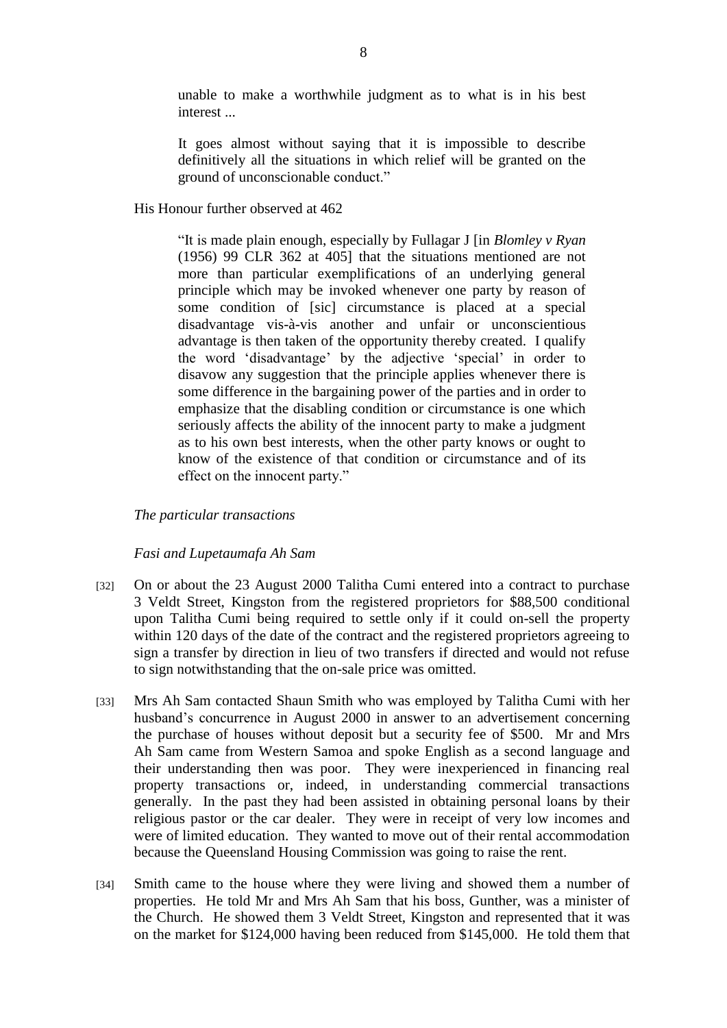> unable to make a worthwhile judgment as to what is in his best interest ...
>
> It goes almost without saying that it is impossible to describe definitively all the situations in which relief will be granted on the ground of unconscionable conduct."

His Honour further observed at 462

> "It is made plain enough, especially by Fullagar J [in *Blomley v Ryan* (1956) 99 CLR 362 at 405] that the situations mentioned are not more than particular exemplifications of an underlying general principle which may be invoked whenever one party by reason of some condition of [sic] circumstance is placed at a special disadvantage vis-à-vis another and unfair or unconscientious advantage is then taken of the opportunity thereby created. I qualify the word 'disadvantage' by the adjective 'special' in order to disavow any suggestion that the principle applies whenever there is some difference in the bargaining power of the parties and in order to emphasize that the disabling condition or circumstance is one which seriously affects the ability of the innocent party to make a judgment as to his own best interests, when the other party knows or ought to know of the existence of that condition or circumstance and of its effect on the innocent party."

*The particular transactions*

*Fasi and Lupetaumafa Ah Sam*

[32] On or about the 23 August 2000 Talitha Cumi entered into a contract to purchase 3 Veldt Street, Kingston from the registered proprietors for $88,500 conditional upon Talitha Cumi being required to settle only if it could on-sell the property within 120 days of the date of the contract and the registered proprietors agreeing to sign a transfer by direction in lieu of two transfers if directed and would not refuse to sign notwithstanding that the on-sale price was omitted.

[33] Mrs Ah Sam contacted Shaun Smith who was employed by Talitha Cumi with her husband's concurrence in August 2000 in answer to an advertisement concerning the purchase of houses without deposit but a security fee of $500. Mr and Mrs Ah Sam came from Western Samoa and spoke English as a second language and their understanding then was poor. They were inexperienced in financing real property transactions or, indeed, in understanding commercial transactions generally. In the past they had been assisted in obtaining personal loans by their religious pastor or the car dealer. They were in receipt of very low incomes and were of limited education. They wanted to move out of their rental accommodation because the Queensland Housing Commission was going to raise the rent.

[34] Smith came to the house where they were living and showed them a number of properties. He told Mr and Mrs Ah Sam that his boss, Gunther, was a minister of the Church. He showed them 3 Veldt Street, Kingston and represented that it was on the market for $124,000 having been reduced from $145,000. He told them that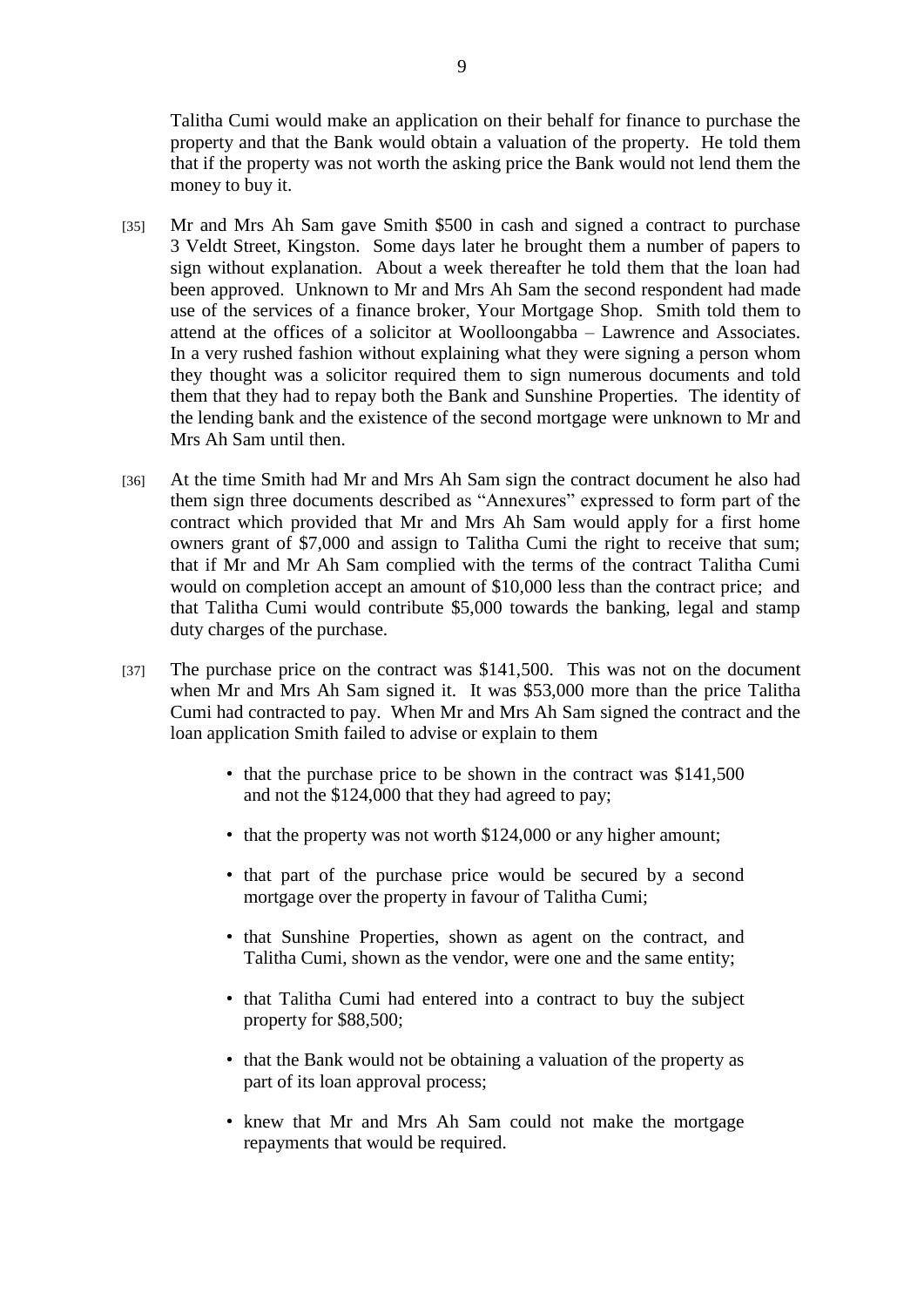Talitha Cumi would make an application on their behalf for finance to purchase the property and that the Bank would obtain a valuation of the property. He told them that if the property was not worth the asking price the Bank would not lend them the money to buy it.

[35] Mr and Mrs Ah Sam gave Smith $500 in cash and signed a contract to purchase 3 Veldt Street, Kingston. Some days later he brought them a number of papers to sign without explanation. About a week thereafter he told them that the loan had been approved. Unknown to Mr and Mrs Ah Sam the second respondent had made use of the services of a finance broker, Your Mortgage Shop. Smith told them to attend at the offices of a solicitor at Woolloongabba – Lawrence and Associates. In a very rushed fashion without explaining what they were signing a person whom they thought was a solicitor required them to sign numerous documents and told them that they had to repay both the Bank and Sunshine Properties. The identity of the lending bank and the existence of the second mortgage were unknown to Mr and Mrs Ah Sam until then.

[36] At the time Smith had Mr and Mrs Ah Sam sign the contract document he also had them sign three documents described as "Annexures" expressed to form part of the contract which provided that Mr and Mrs Ah Sam would apply for a first home owners grant of $7,000 and assign to Talitha Cumi the right to receive that sum; that if Mr and Mr Ah Sam complied with the terms of the contract Talitha Cumi would on completion accept an amount of $10,000 less than the contract price; and that Talitha Cumi would contribute $5,000 towards the banking, legal and stamp duty charges of the purchase.

[37] The purchase price on the contract was $141,500. This was not on the document when Mr and Mrs Ah Sam signed it. It was $53,000 more than the price Talitha Cumi had contracted to pay. When Mr and Mrs Ah Sam signed the contract and the loan application Smith failed to advise or explain to them

- that the purchase price to be shown in the contract was $141,500 and not the $124,000 that they had agreed to pay;
- that the property was not worth $124,000 or any higher amount;
- that part of the purchase price would be secured by a second mortgage over the property in favour of Talitha Cumi;
- that Sunshine Properties, shown as agent on the contract, and Talitha Cumi, shown as the vendor, were one and the same entity;
- that Talitha Cumi had entered into a contract to buy the subject property for $88,500;
- that the Bank would not be obtaining a valuation of the property as part of its loan approval process;
- knew that Mr and Mrs Ah Sam could not make the mortgage repayments that would be required.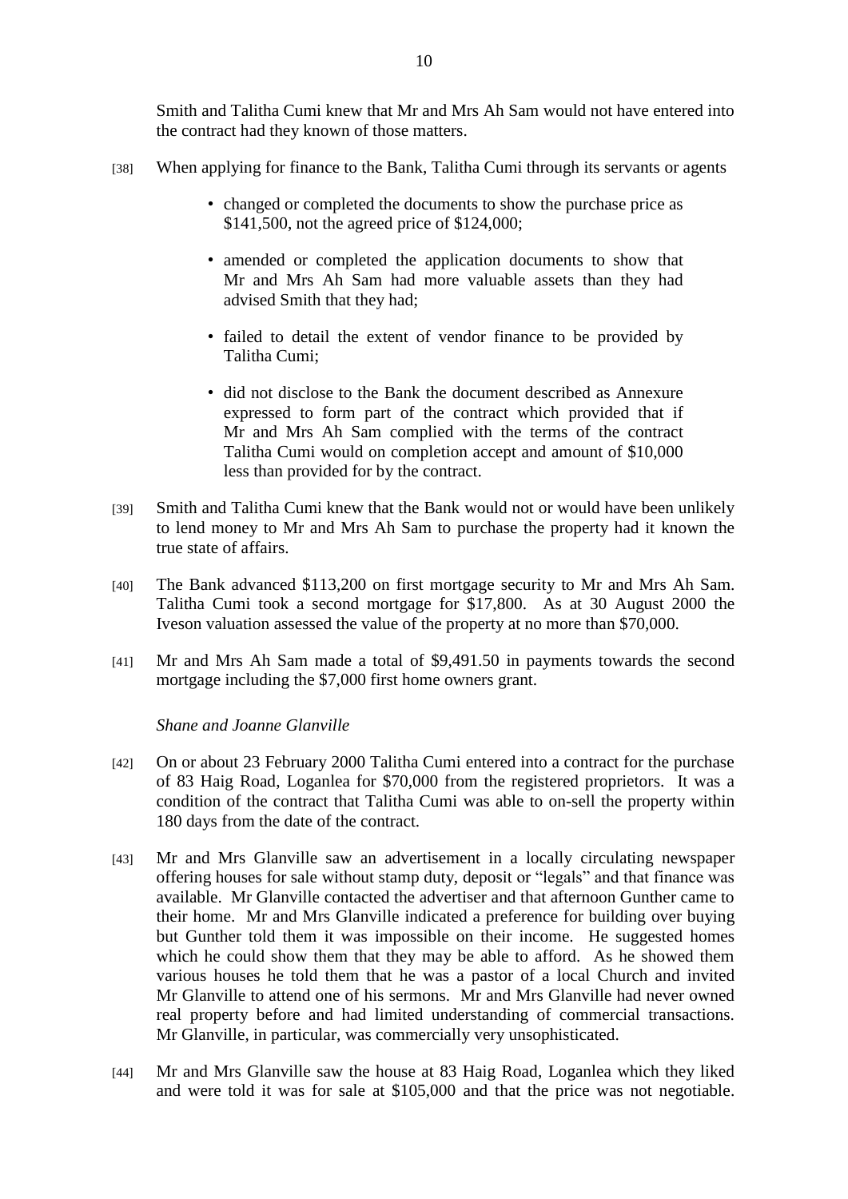Smith and Talitha Cumi knew that Mr and Mrs Ah Sam would not have entered into the contract had they known of those matters.

[38] When applying for finance to the Bank, Talitha Cumi through its servants or agents

- changed or completed the documents to show the purchase price as \$141,500, not the agreed price of \$124,000;
- amended or completed the application documents to show that Mr and Mrs Ah Sam had more valuable assets than they had advised Smith that they had;
- failed to detail the extent of vendor finance to be provided by Talitha Cumi;
- did not disclose to the Bank the document described as Annexure expressed to form part of the contract which provided that if Mr and Mrs Ah Sam complied with the terms of the contract Talitha Cumi would on completion accept and amount of \$10,000 less than provided for by the contract.

[39] Smith and Talitha Cumi knew that the Bank would not or would have been unlikely to lend money to Mr and Mrs Ah Sam to purchase the property had it known the true state of affairs.

[40] The Bank advanced \$113,200 on first mortgage security to Mr and Mrs Ah Sam. Talitha Cumi took a second mortgage for \$17,800. As at 30 August 2000 the Iveson valuation assessed the value of the property at no more than \$70,000.

[41] Mr and Mrs Ah Sam made a total of \$9,491.50 in payments towards the second mortgage including the \$7,000 first home owners grant.

*Shane and Joanne Glanville*

[42] On or about 23 February 2000 Talitha Cumi entered into a contract for the purchase of 83 Haig Road, Loganlea for \$70,000 from the registered proprietors. It was a condition of the contract that Talitha Cumi was able to on-sell the property within 180 days from the date of the contract.

[43] Mr and Mrs Glanville saw an advertisement in a locally circulating newspaper offering houses for sale without stamp duty, deposit or "legals" and that finance was available. Mr Glanville contacted the advertiser and that afternoon Gunther came to their home. Mr and Mrs Glanville indicated a preference for building over buying but Gunther told them it was impossible on their income. He suggested homes which he could show them that they may be able to afford. As he showed them various houses he told them that he was a pastor of a local Church and invited Mr Glanville to attend one of his sermons. Mr and Mrs Glanville had never owned real property before and had limited understanding of commercial transactions. Mr Glanville, in particular, was commercially very unsophisticated.

[44] Mr and Mrs Glanville saw the house at 83 Haig Road, Loganlea which they liked and were told it was for sale at \$105,000 and that the price was not negotiable.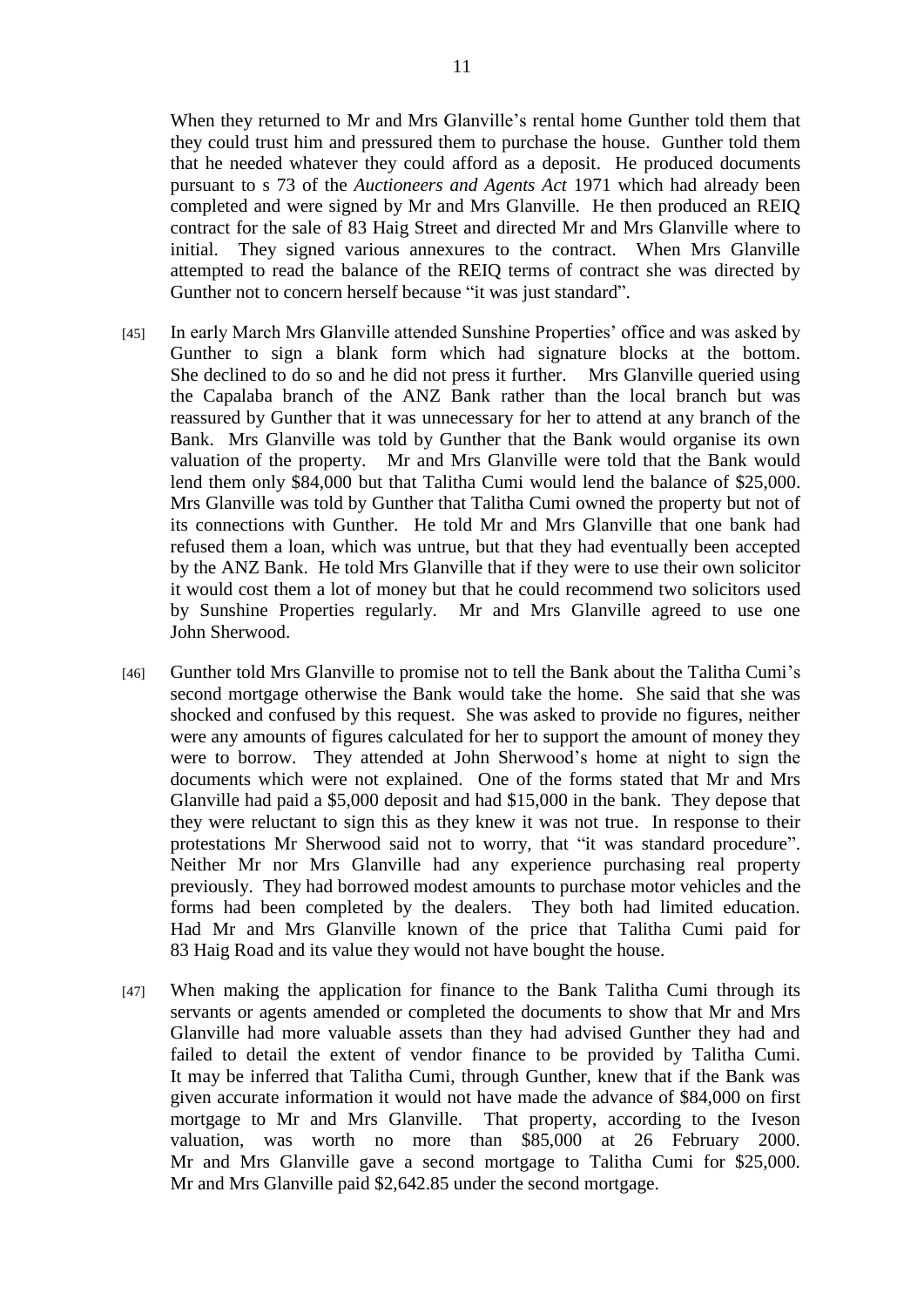When they returned to Mr and Mrs Glanville's rental home Gunther told them that they could trust him and pressured them to purchase the house. Gunther told them that he needed whatever they could afford as a deposit. He produced documents pursuant to s 73 of the *Auctioneers and Agents Act* 1971 which had already been completed and were signed by Mr and Mrs Glanville. He then produced an REIQ contract for the sale of 83 Haig Street and directed Mr and Mrs Glanville where to initial. They signed various annexures to the contract. When Mrs Glanville attempted to read the balance of the REIQ terms of contract she was directed by Gunther not to concern herself because "it was just standard".

[45] In early March Mrs Glanville attended Sunshine Properties' office and was asked by Gunther to sign a blank form which had signature blocks at the bottom. She declined to do so and he did not press it further. Mrs Glanville queried using the Capalaba branch of the ANZ Bank rather than the local branch but was reassured by Gunther that it was unnecessary for her to attend at any branch of the Bank. Mrs Glanville was told by Gunther that the Bank would organise its own valuation of the property. Mr and Mrs Glanville were told that the Bank would lend them only $84,000 but that Talitha Cumi would lend the balance of $25,000. Mrs Glanville was told by Gunther that Talitha Cumi owned the property but not of its connections with Gunther. He told Mr and Mrs Glanville that one bank had refused them a loan, which was untrue, but that they had eventually been accepted by the ANZ Bank. He told Mrs Glanville that if they were to use their own solicitor it would cost them a lot of money but that he could recommend two solicitors used by Sunshine Properties regularly. Mr and Mrs Glanville agreed to use one John Sherwood.

[46] Gunther told Mrs Glanville to promise not to tell the Bank about the Talitha Cumi's second mortgage otherwise the Bank would take the home. She said that she was shocked and confused by this request. She was asked to provide no figures, neither were any amounts of figures calculated for her to support the amount of money they were to borrow. They attended at John Sherwood's home at night to sign the documents which were not explained. One of the forms stated that Mr and Mrs Glanville had paid a $5,000 deposit and had $15,000 in the bank. They depose that they were reluctant to sign this as they knew it was not true. In response to their protestations Mr Sherwood said not to worry, that "it was standard procedure". Neither Mr nor Mrs Glanville had any experience purchasing real property previously. They had borrowed modest amounts to purchase motor vehicles and the forms had been completed by the dealers. They both had limited education. Had Mr and Mrs Glanville known of the price that Talitha Cumi paid for 83 Haig Road and its value they would not have bought the house.

[47] When making the application for finance to the Bank Talitha Cumi through its servants or agents amended or completed the documents to show that Mr and Mrs Glanville had more valuable assets than they had advised Gunther they had and failed to detail the extent of vendor finance to be provided by Talitha Cumi. It may be inferred that Talitha Cumi, through Gunther, knew that if the Bank was given accurate information it would not have made the advance of $84,000 on first mortgage to Mr and Mrs Glanville. That property, according to the Iveson valuation, was worth no more than $85,000 at 26 February 2000. Mr and Mrs Glanville gave a second mortgage to Talitha Cumi for $25,000. Mr and Mrs Glanville paid $2,642.85 under the second mortgage.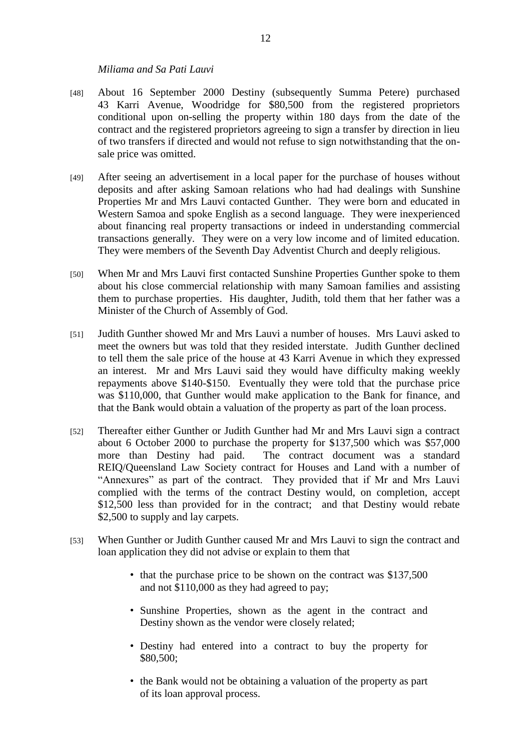*Miliama and Sa Pati Lauvi*

[48] About 16 September 2000 Destiny (subsequently Summa Petere) purchased 43 Karri Avenue, Woodridge for $80,500 from the registered proprietors conditional upon on-selling the property within 180 days from the date of the contract and the registered proprietors agreeing to sign a transfer by direction in lieu of two transfers if directed and would not refuse to sign notwithstanding that the on-sale price was omitted.

[49] After seeing an advertisement in a local paper for the purchase of houses without deposits and after asking Samoan relations who had had dealings with Sunshine Properties Mr and Mrs Lauvi contacted Gunther. They were born and educated in Western Samoa and spoke English as a second language. They were inexperienced about financing real property transactions or indeed in understanding commercial transactions generally. They were on a very low income and of limited education. They were members of the Seventh Day Adventist Church and deeply religious.

[50] When Mr and Mrs Lauvi first contacted Sunshine Properties Gunther spoke to them about his close commercial relationship with many Samoan families and assisting them to purchase properties. His daughter, Judith, told them that her father was a Minister of the Church of Assembly of God.

[51] Judith Gunther showed Mr and Mrs Lauvi a number of houses. Mrs Lauvi asked to meet the owners but was told that they resided interstate. Judith Gunther declined to tell them the sale price of the house at 43 Karri Avenue in which they expressed an interest. Mr and Mrs Lauvi said they would have difficulty making weekly repayments above $140-$150. Eventually they were told that the purchase price was $110,000, that Gunther would make application to the Bank for finance, and that the Bank would obtain a valuation of the property as part of the loan process.

[52] Thereafter either Gunther or Judith Gunther had Mr and Mrs Lauvi sign a contract about 6 October 2000 to purchase the property for $137,500 which was $57,000 more than Destiny had paid. The contract document was a standard REIQ/Queensland Law Society contract for Houses and Land with a number of "Annexures" as part of the contract. They provided that if Mr and Mrs Lauvi complied with the terms of the contract Destiny would, on completion, accept $12,500 less than provided for in the contract; and that Destiny would rebate $2,500 to supply and lay carpets.

[53] When Gunther or Judith Gunther caused Mr and Mrs Lauvi to sign the contract and loan application they did not advise or explain to them that

- that the purchase price to be shown on the contract was $137,500 and not $110,000 as they had agreed to pay;
- Sunshine Properties, shown as the agent in the contract and Destiny shown as the vendor were closely related;
- Destiny had entered into a contract to buy the property for $80,500;
- the Bank would not be obtaining a valuation of the property as part of its loan approval process.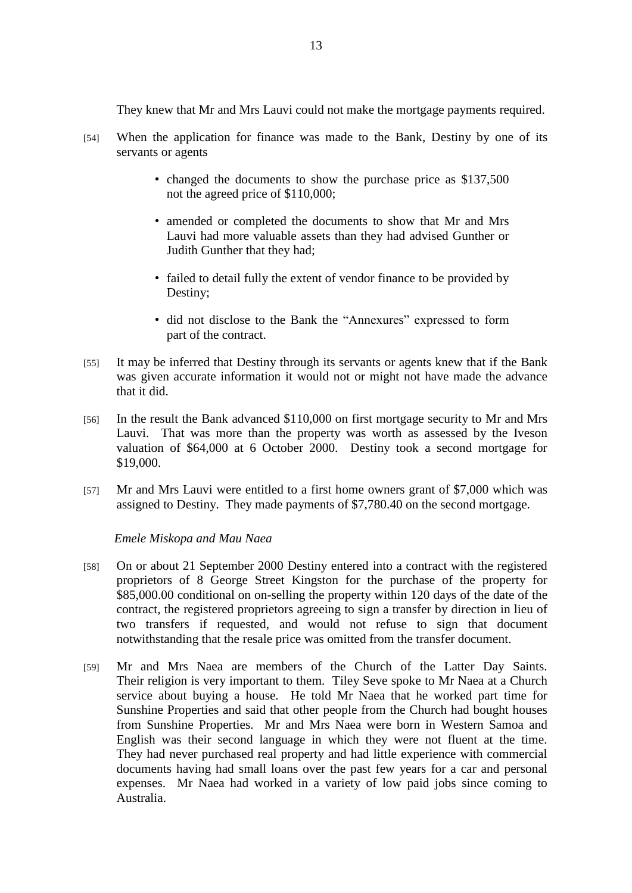They knew that Mr and Mrs Lauvi could not make the mortgage payments required.

[54] When the application for finance was made to the Bank, Destiny by one of its servants or agents

- changed the documents to show the purchase price as $137,500 not the agreed price of $110,000;
- amended or completed the documents to show that Mr and Mrs Lauvi had more valuable assets than they had advised Gunther or Judith Gunther that they had;
- failed to detail fully the extent of vendor finance to be provided by Destiny;
- did not disclose to the Bank the "Annexures" expressed to form part of the contract.

[55] It may be inferred that Destiny through its servants or agents knew that if the Bank was given accurate information it would not or might not have made the advance that it did.

[56] In the result the Bank advanced $110,000 on first mortgage security to Mr and Mrs Lauvi. That was more than the property was worth as assessed by the Iveson valuation of $64,000 at 6 October 2000. Destiny took a second mortgage for $19,000.

[57] Mr and Mrs Lauvi were entitled to a first home owners grant of $7,000 which was assigned to Destiny. They made payments of $7,780.40 on the second mortgage.

*Emele Miskopa and Mau Naea*

[58] On or about 21 September 2000 Destiny entered into a contract with the registered proprietors of 8 George Street Kingston for the purchase of the property for $85,000.00 conditional on on-selling the property within 120 days of the date of the contract, the registered proprietors agreeing to sign a transfer by direction in lieu of two transfers if requested, and would not refuse to sign that document notwithstanding that the resale price was omitted from the transfer document.

[59] Mr and Mrs Naea are members of the Church of the Latter Day Saints. Their religion is very important to them. Tiley Seve spoke to Mr Naea at a Church service about buying a house. He told Mr Naea that he worked part time for Sunshine Properties and said that other people from the Church had bought houses from Sunshine Properties. Mr and Mrs Naea were born in Western Samoa and English was their second language in which they were not fluent at the time. They had never purchased real property and had little experience with commercial documents having had small loans over the past few years for a car and personal expenses. Mr Naea had worked in a variety of low paid jobs since coming to Australia.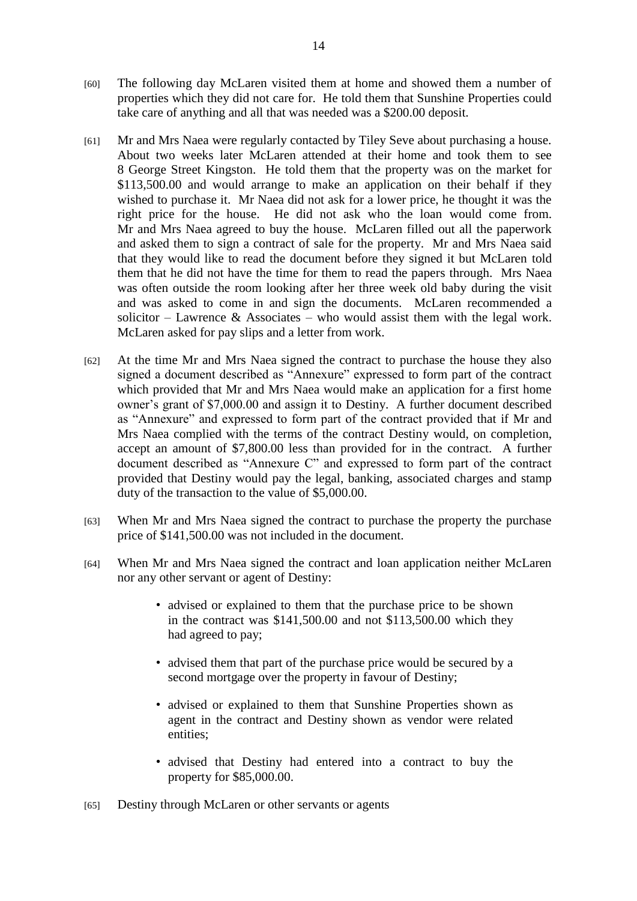[60] The following day McLaren visited them at home and showed them a number of properties which they did not care for. He told them that Sunshine Properties could take care of anything and all that was needed was a $200.00 deposit.

[61] Mr and Mrs Naea were regularly contacted by Tiley Seve about purchasing a house. About two weeks later McLaren attended at their home and took them to see 8 George Street Kingston. He told them that the property was on the market for $113,500.00 and would arrange to make an application on their behalf if they wished to purchase it. Mr Naea did not ask for a lower price, he thought it was the right price for the house. He did not ask who the loan would come from. Mr and Mrs Naea agreed to buy the house. McLaren filled out all the paperwork and asked them to sign a contract of sale for the property. Mr and Mrs Naea said that they would like to read the document before they signed it but McLaren told them that he did not have the time for them to read the papers through. Mrs Naea was often outside the room looking after her three week old baby during the visit and was asked to come in and sign the documents. McLaren recommended a solicitor – Lawrence & Associates – who would assist them with the legal work. McLaren asked for pay slips and a letter from work.

[62] At the time Mr and Mrs Naea signed the contract to purchase the house they also signed a document described as "Annexure" expressed to form part of the contract which provided that Mr and Mrs Naea would make an application for a first home owner's grant of $7,000.00 and assign it to Destiny. A further document described as "Annexure" and expressed to form part of the contract provided that if Mr and Mrs Naea complied with the terms of the contract Destiny would, on completion, accept an amount of $7,800.00 less than provided for in the contract. A further document described as "Annexure C" and expressed to form part of the contract provided that Destiny would pay the legal, banking, associated charges and stamp duty of the transaction to the value of $5,000.00.

[63] When Mr and Mrs Naea signed the contract to purchase the property the purchase price of $141,500.00 was not included in the document.

[64] When Mr and Mrs Naea signed the contract and loan application neither McLaren nor any other servant or agent of Destiny:

- advised or explained to them that the purchase price to be shown in the contract was $141,500.00 and not $113,500.00 which they had agreed to pay;
- advised them that part of the purchase price would be secured by a second mortgage over the property in favour of Destiny;
- advised or explained to them that Sunshine Properties shown as agent in the contract and Destiny shown as vendor were related entities;
- advised that Destiny had entered into a contract to buy the property for $85,000.00.

[65] Destiny through McLaren or other servants or agents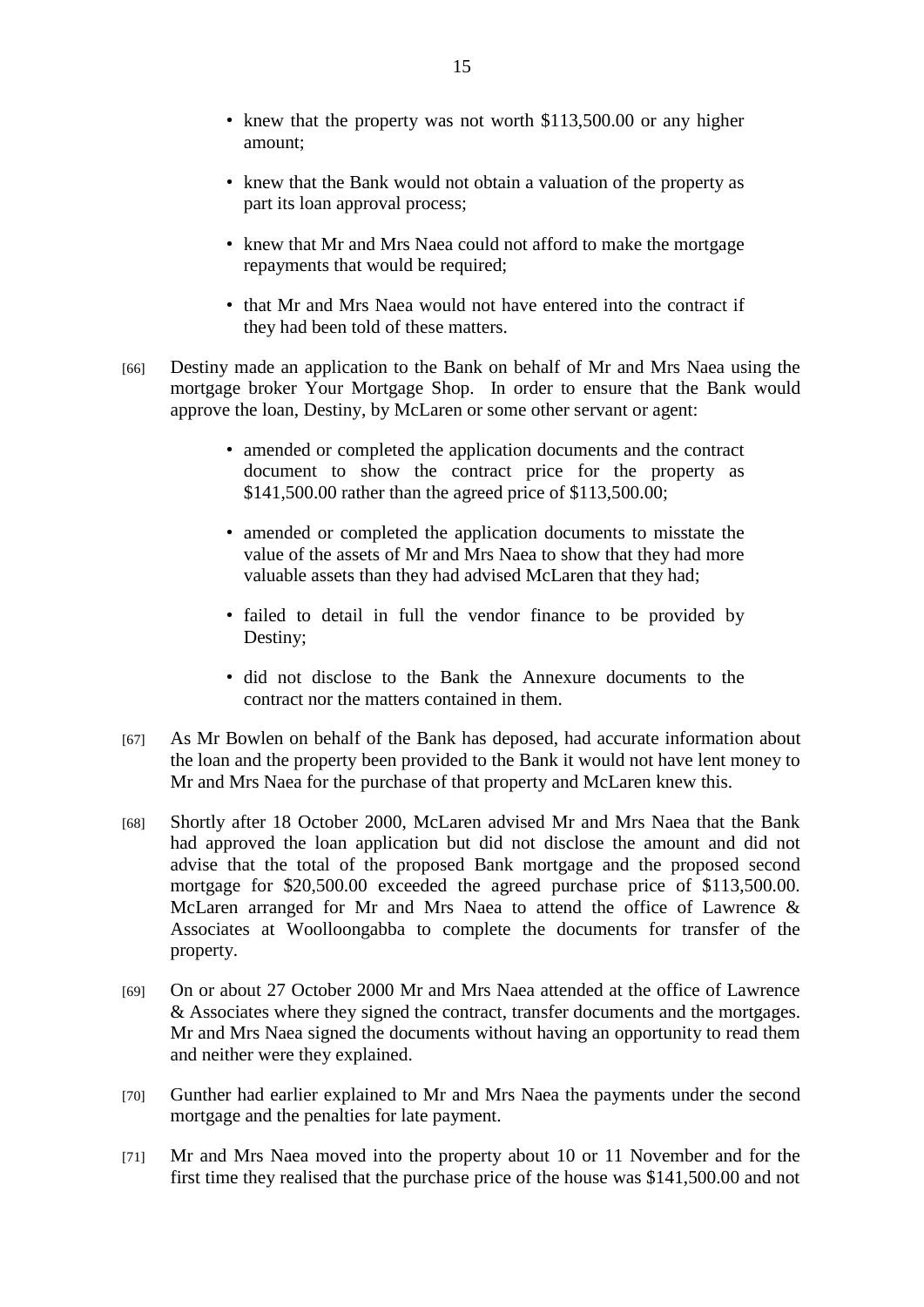- knew that the property was not worth \$113,500.00 or any higher amount;
- knew that the Bank would not obtain a valuation of the property as part its loan approval process;
- knew that Mr and Mrs Naea could not afford to make the mortgage repayments that would be required;
- that Mr and Mrs Naea would not have entered into the contract if they had been told of these matters.

[66] Destiny made an application to the Bank on behalf of Mr and Mrs Naea using the mortgage broker Your Mortgage Shop. In order to ensure that the Bank would approve the loan, Destiny, by McLaren or some other servant or agent:

- amended or completed the application documents and the contract document to show the contract price for the property as \$141,500.00 rather than the agreed price of \$113,500.00;
- amended or completed the application documents to misstate the value of the assets of Mr and Mrs Naea to show that they had more valuable assets than they had advised McLaren that they had;
- failed to detail in full the vendor finance to be provided by Destiny;
- did not disclose to the Bank the Annexure documents to the contract nor the matters contained in them.

[67] As Mr Bowlen on behalf of the Bank has deposed, had accurate information about the loan and the property been provided to the Bank it would not have lent money to Mr and Mrs Naea for the purchase of that property and McLaren knew this.

[68] Shortly after 18 October 2000, McLaren advised Mr and Mrs Naea that the Bank had approved the loan application but did not disclose the amount and did not advise that the total of the proposed Bank mortgage and the proposed second mortgage for \$20,500.00 exceeded the agreed purchase price of \$113,500.00. McLaren arranged for Mr and Mrs Naea to attend the office of Lawrence & Associates at Woolloongabba to complete the documents for transfer of the property.

[69] On or about 27 October 2000 Mr and Mrs Naea attended at the office of Lawrence & Associates where they signed the contract, transfer documents and the mortgages. Mr and Mrs Naea signed the documents without having an opportunity to read them and neither were they explained.

[70] Gunther had earlier explained to Mr and Mrs Naea the payments under the second mortgage and the penalties for late payment.

[71] Mr and Mrs Naea moved into the property about 10 or 11 November and for the first time they realised that the purchase price of the house was \$141,500.00 and not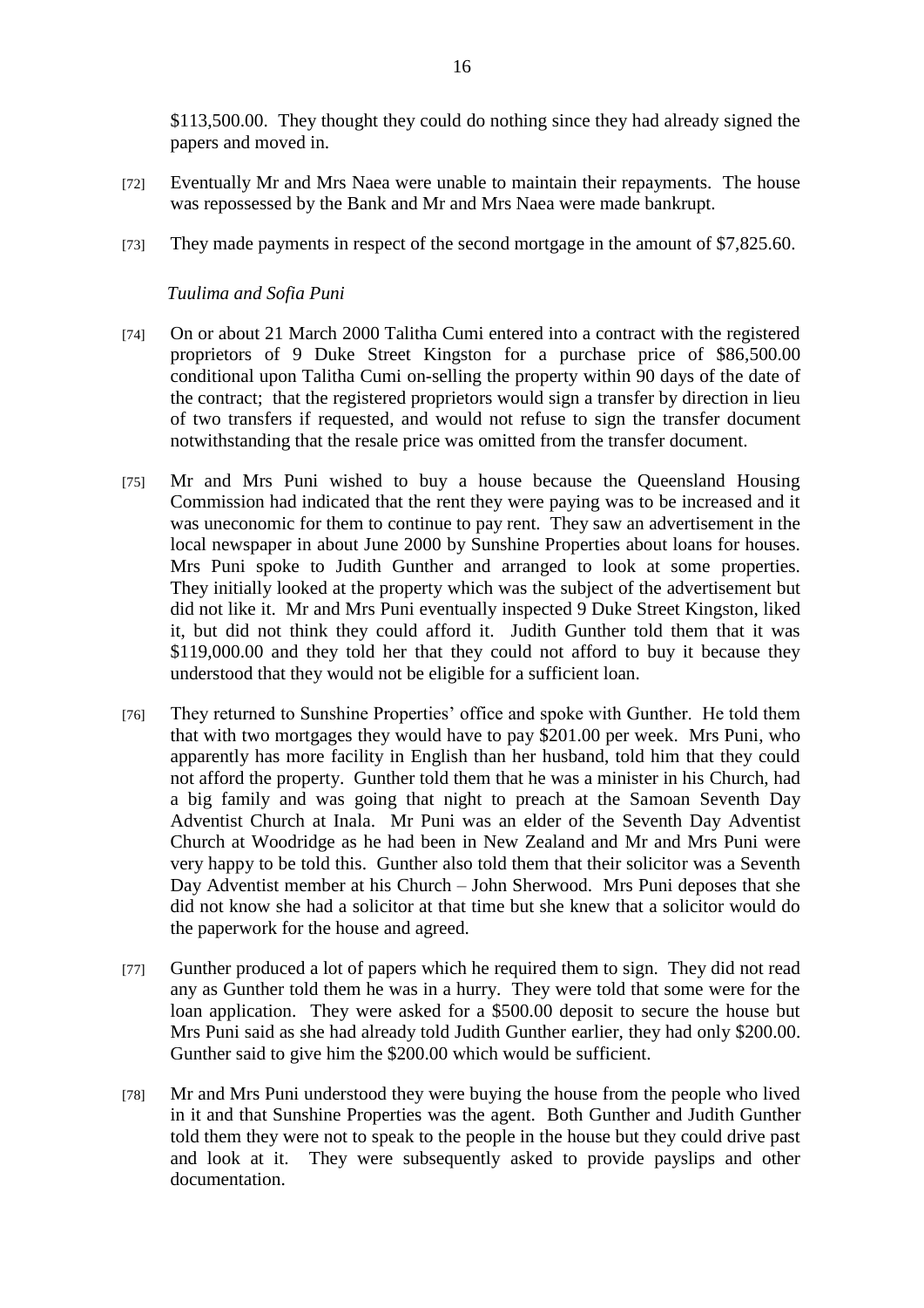$113,500.00. They thought they could do nothing since they had already signed the papers and moved in.

[72] Eventually Mr and Mrs Naea were unable to maintain their repayments. The house was repossessed by the Bank and Mr and Mrs Naea were made bankrupt.

[73] They made payments in respect of the second mortgage in the amount of $7,825.60.

*Tuulima and Sofia Puni*

[74] On or about 21 March 2000 Talitha Cumi entered into a contract with the registered proprietors of 9 Duke Street Kingston for a purchase price of $86,500.00 conditional upon Talitha Cumi on-selling the property within 90 days of the date of the contract; that the registered proprietors would sign a transfer by direction in lieu of two transfers if requested, and would not refuse to sign the transfer document notwithstanding that the resale price was omitted from the transfer document.

[75] Mr and Mrs Puni wished to buy a house because the Queensland Housing Commission had indicated that the rent they were paying was to be increased and it was uneconomic for them to continue to pay rent. They saw an advertisement in the local newspaper in about June 2000 by Sunshine Properties about loans for houses. Mrs Puni spoke to Judith Gunther and arranged to look at some properties. They initially looked at the property which was the subject of the advertisement but did not like it. Mr and Mrs Puni eventually inspected 9 Duke Street Kingston, liked it, but did not think they could afford it. Judith Gunther told them that it was $119,000.00 and they told her that they could not afford to buy it because they understood that they would not be eligible for a sufficient loan.

[76] They returned to Sunshine Properties' office and spoke with Gunther. He told them that with two mortgages they would have to pay $201.00 per week. Mrs Puni, who apparently has more facility in English than her husband, told him that they could not afford the property. Gunther told them that he was a minister in his Church, had a big family and was going that night to preach at the Samoan Seventh Day Adventist Church at Inala. Mr Puni was an elder of the Seventh Day Adventist Church at Woodridge as he had been in New Zealand and Mr and Mrs Puni were very happy to be told this. Gunther also told them that their solicitor was a Seventh Day Adventist member at his Church – John Sherwood. Mrs Puni deposes that she did not know she had a solicitor at that time but she knew that a solicitor would do the paperwork for the house and agreed.

[77] Gunther produced a lot of papers which he required them to sign. They did not read any as Gunther told them he was in a hurry. They were told that some were for the loan application. They were asked for a $500.00 deposit to secure the house but Mrs Puni said as she had already told Judith Gunther earlier, they had only $200.00. Gunther said to give him the $200.00 which would be sufficient.

[78] Mr and Mrs Puni understood they were buying the house from the people who lived in it and that Sunshine Properties was the agent. Both Gunther and Judith Gunther told them they were not to speak to the people in the house but they could drive past and look at it. They were subsequently asked to provide payslips and other documentation.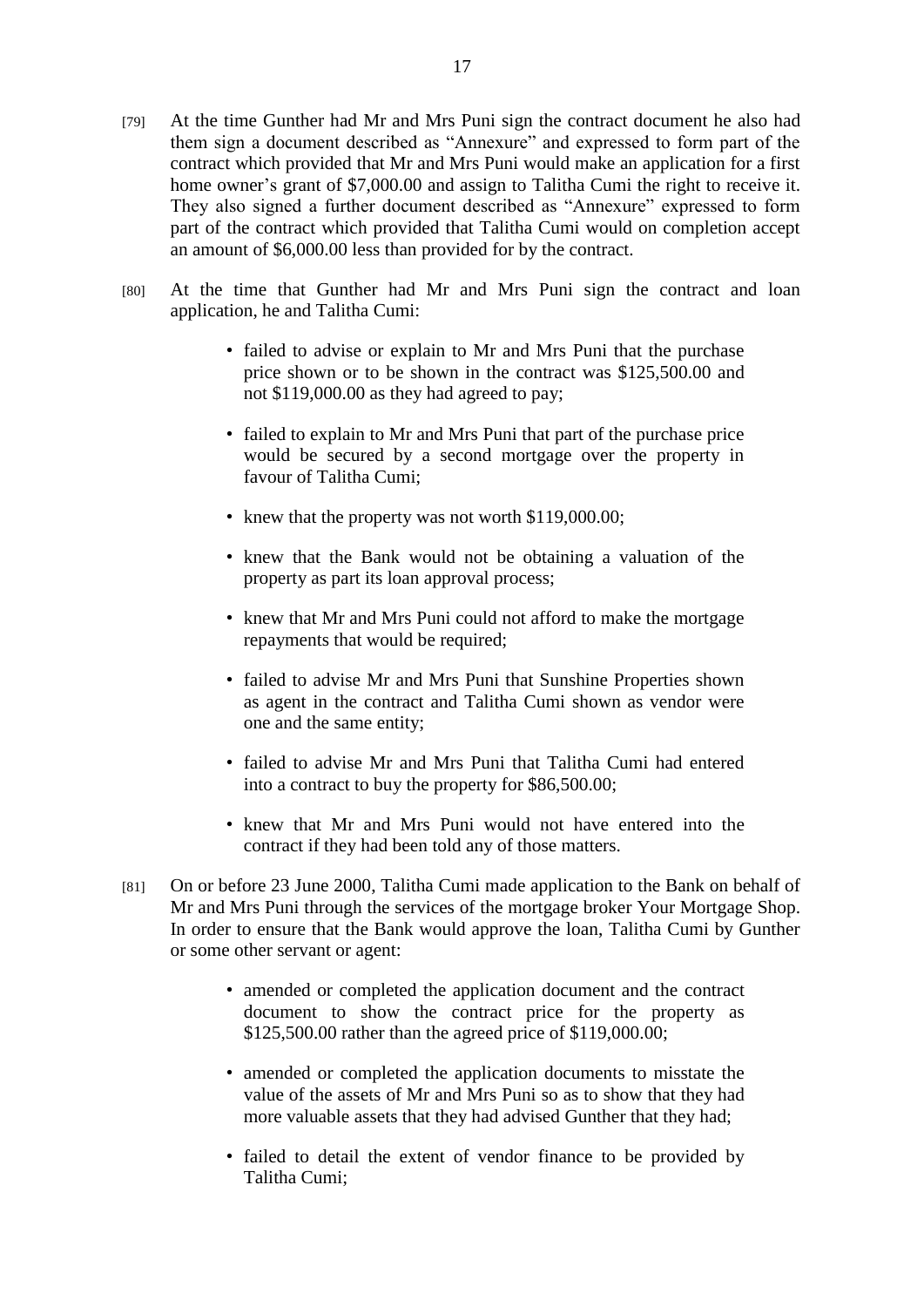[79] At the time Gunther had Mr and Mrs Puni sign the contract document he also had them sign a document described as "Annexure" and expressed to form part of the contract which provided that Mr and Mrs Puni would make an application for a first home owner's grant of $7,000.00 and assign to Talitha Cumi the right to receive it. They also signed a further document described as "Annexure" expressed to form part of the contract which provided that Talitha Cumi would on completion accept an amount of $6,000.00 less than provided for by the contract.

[80] At the time that Gunther had Mr and Mrs Puni sign the contract and loan application, he and Talitha Cumi:

- failed to advise or explain to Mr and Mrs Puni that the purchase price shown or to be shown in the contract was $125,500.00 and not $119,000.00 as they had agreed to pay;
- failed to explain to Mr and Mrs Puni that part of the purchase price would be secured by a second mortgage over the property in favour of Talitha Cumi;
- knew that the property was not worth $119,000.00;
- knew that the Bank would not be obtaining a valuation of the property as part its loan approval process;
- knew that Mr and Mrs Puni could not afford to make the mortgage repayments that would be required;
- failed to advise Mr and Mrs Puni that Sunshine Properties shown as agent in the contract and Talitha Cumi shown as vendor were one and the same entity;
- failed to advise Mr and Mrs Puni that Talitha Cumi had entered into a contract to buy the property for $86,500.00;
- knew that Mr and Mrs Puni would not have entered into the contract if they had been told any of those matters.

[81] On or before 23 June 2000, Talitha Cumi made application to the Bank on behalf of Mr and Mrs Puni through the services of the mortgage broker Your Mortgage Shop. In order to ensure that the Bank would approve the loan, Talitha Cumi by Gunther or some other servant or agent:

- amended or completed the application document and the contract document to show the contract price for the property as $125,500.00 rather than the agreed price of $119,000.00;
- amended or completed the application documents to misstate the value of the assets of Mr and Mrs Puni so as to show that they had more valuable assets that they had advised Gunther that they had;
- failed to detail the extent of vendor finance to be provided by Talitha Cumi;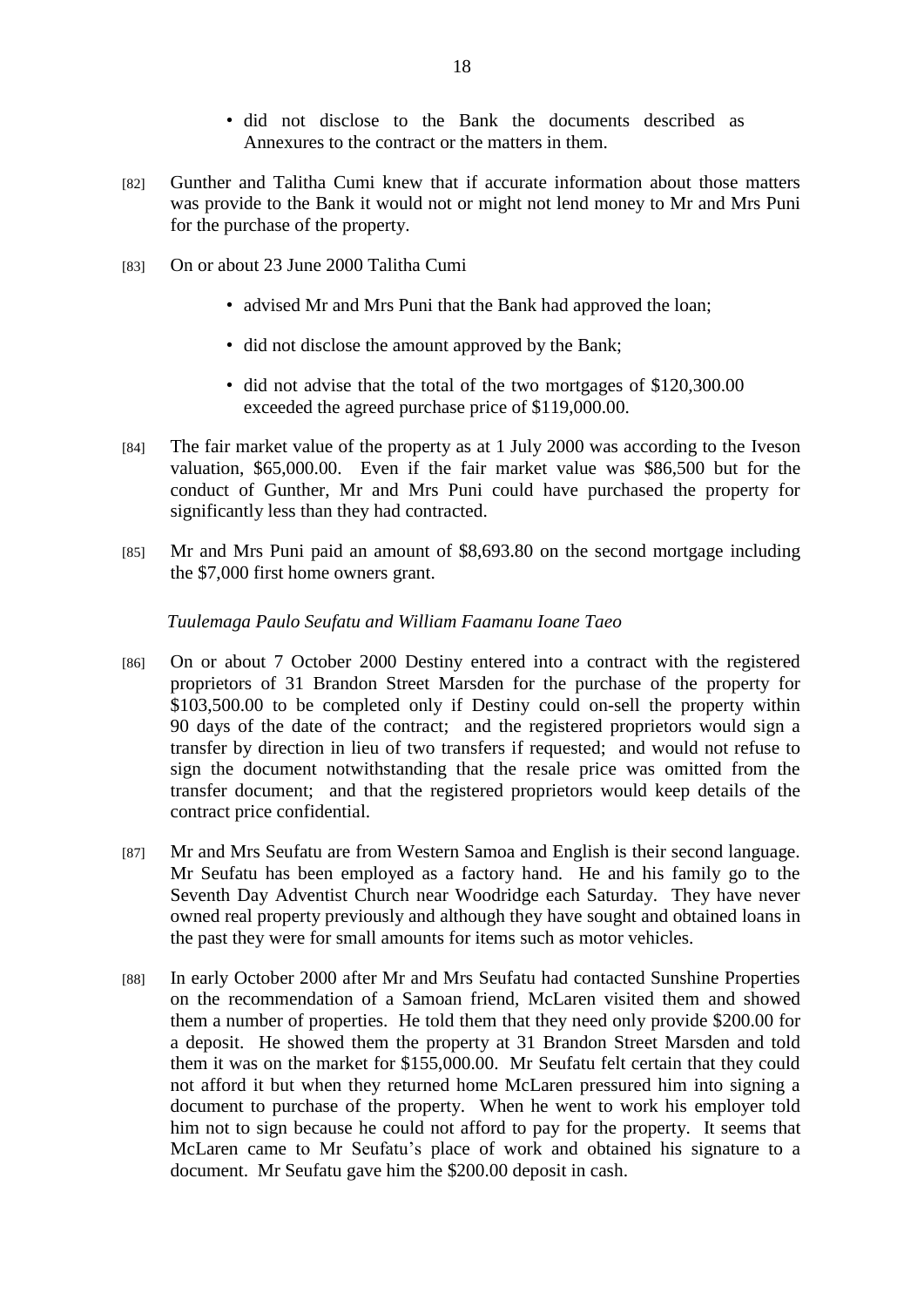- did not disclose to the Bank the documents described as Annexures to the contract or the matters in them.

[82] Gunther and Talitha Cumi knew that if accurate information about those matters was provide to the Bank it would not or might not lend money to Mr and Mrs Puni for the purchase of the property.

[83] On or about 23 June 2000 Talitha Cumi

- advised Mr and Mrs Puni that the Bank had approved the loan;
- did not disclose the amount approved by the Bank;
- did not advise that the total of the two mortgages of $120,300.00 exceeded the agreed purchase price of $119,000.00.

[84] The fair market value of the property as at 1 July 2000 was according to the Iveson valuation, $65,000.00. Even if the fair market value was $86,500 but for the conduct of Gunther, Mr and Mrs Puni could have purchased the property for significantly less than they had contracted.

[85] Mr and Mrs Puni paid an amount of $8,693.80 on the second mortgage including the $7,000 first home owners grant.

*Tuulemaga Paulo Seufatu and William Faamanu Ioane Taeo*

[86] On or about 7 October 2000 Destiny entered into a contract with the registered proprietors of 31 Brandon Street Marsden for the purchase of the property for $103,500.00 to be completed only if Destiny could on-sell the property within 90 days of the date of the contract; and the registered proprietors would sign a transfer by direction in lieu of two transfers if requested; and would not refuse to sign the document notwithstanding that the resale price was omitted from the transfer document; and that the registered proprietors would keep details of the contract price confidential.

[87] Mr and Mrs Seufatu are from Western Samoa and English is their second language. Mr Seufatu has been employed as a factory hand. He and his family go to the Seventh Day Adventist Church near Woodridge each Saturday. They have never owned real property previously and although they have sought and obtained loans in the past they were for small amounts for items such as motor vehicles.

[88] In early October 2000 after Mr and Mrs Seufatu had contacted Sunshine Properties on the recommendation of a Samoan friend, McLaren visited them and showed them a number of properties. He told them that they need only provide $200.00 for a deposit. He showed them the property at 31 Brandon Street Marsden and told them it was on the market for $155,000.00. Mr Seufatu felt certain that they could not afford it but when they returned home McLaren pressured him into signing a document to purchase of the property. When he went to work his employer told him not to sign because he could not afford to pay for the property. It seems that McLaren came to Mr Seufatu's place of work and obtained his signature to a document. Mr Seufatu gave him the $200.00 deposit in cash.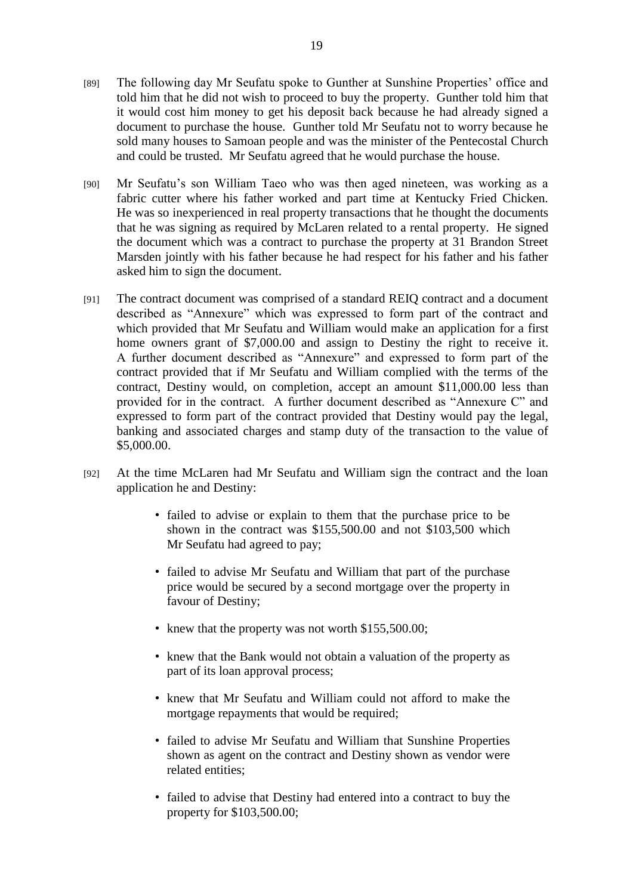[89] The following day Mr Seufatu spoke to Gunther at Sunshine Properties' office and told him that he did not wish to proceed to buy the property. Gunther told him that it would cost him money to get his deposit back because he had already signed a document to purchase the house. Gunther told Mr Seufatu not to worry because he sold many houses to Samoan people and was the minister of the Pentecostal Church and could be trusted. Mr Seufatu agreed that he would purchase the house.

[90] Mr Seufatu's son William Taeo who was then aged nineteen, was working as a fabric cutter where his father worked and part time at Kentucky Fried Chicken. He was so inexperienced in real property transactions that he thought the documents that he was signing as required by McLaren related to a rental property. He signed the document which was a contract to purchase the property at 31 Brandon Street Marsden jointly with his father because he had respect for his father and his father asked him to sign the document.

[91] The contract document was comprised of a standard REIQ contract and a document described as "Annexure" which was expressed to form part of the contract and which provided that Mr Seufatu and William would make an application for a first home owners grant of $7,000.00 and assign to Destiny the right to receive it. A further document described as "Annexure" and expressed to form part of the contract provided that if Mr Seufatu and William complied with the terms of the contract, Destiny would, on completion, accept an amount $11,000.00 less than provided for in the contract. A further document described as "Annexure C" and expressed to form part of the contract provided that Destiny would pay the legal, banking and associated charges and stamp duty of the transaction to the value of $5,000.00.

[92] At the time McLaren had Mr Seufatu and William sign the contract and the loan application he and Destiny:

- failed to advise or explain to them that the purchase price to be shown in the contract was $155,500.00 and not $103,500 which Mr Seufatu had agreed to pay;
- failed to advise Mr Seufatu and William that part of the purchase price would be secured by a second mortgage over the property in favour of Destiny;
- knew that the property was not worth $155,500.00;
- knew that the Bank would not obtain a valuation of the property as part of its loan approval process;
- knew that Mr Seufatu and William could not afford to make the mortgage repayments that would be required;
- failed to advise Mr Seufatu and William that Sunshine Properties shown as agent on the contract and Destiny shown as vendor were related entities;
- failed to advise that Destiny had entered into a contract to buy the property for $103,500.00;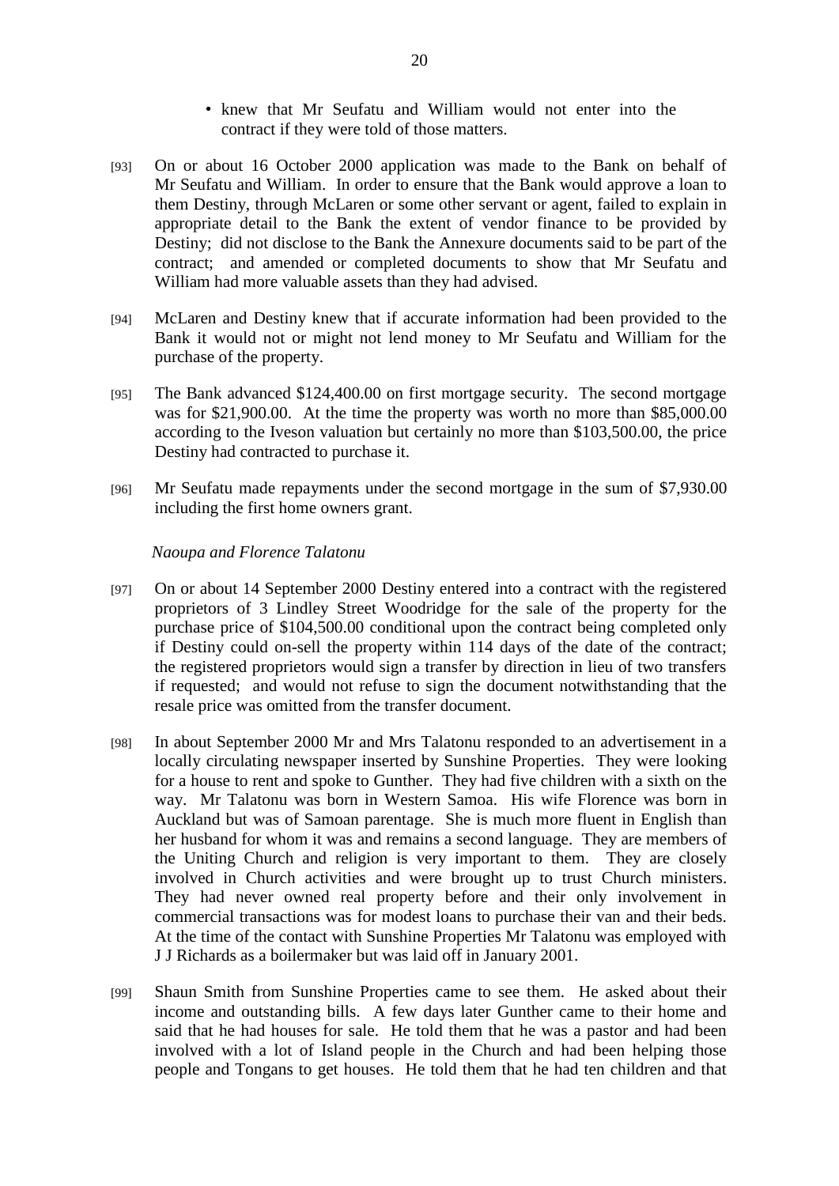- knew that Mr Seufatu and William would not enter into the contract if they were told of those matters.

[93] On or about 16 October 2000 application was made to the Bank on behalf of Mr Seufatu and William. In order to ensure that the Bank would approve a loan to them Destiny, through McLaren or some other servant or agent, failed to explain in appropriate detail to the Bank the extent of vendor finance to be provided by Destiny; did not disclose to the Bank the Annexure documents said to be part of the contract; and amended or completed documents to show that Mr Seufatu and William had more valuable assets than they had advised.

[94] McLaren and Destiny knew that if accurate information had been provided to the Bank it would not or might not lend money to Mr Seufatu and William for the purchase of the property.

[95] The Bank advanced $124,400.00 on first mortgage security. The second mortgage was for $21,900.00. At the time the property was worth no more than $85,000.00 according to the Iveson valuation but certainly no more than $103,500.00, the price Destiny had contracted to purchase it.

[96] Mr Seufatu made repayments under the second mortgage in the sum of $7,930.00 including the first home owners grant.

*Naoupa and Florence Talatonu*

[97] On or about 14 September 2000 Destiny entered into a contract with the registered proprietors of 3 Lindley Street Woodridge for the sale of the property for the purchase price of $104,500.00 conditional upon the contract being completed only if Destiny could on-sell the property within 114 days of the date of the contract; the registered proprietors would sign a transfer by direction in lieu of two transfers if requested; and would not refuse to sign the document notwithstanding that the resale price was omitted from the transfer document.

[98] In about September 2000 Mr and Mrs Talatonu responded to an advertisement in a locally circulating newspaper inserted by Sunshine Properties. They were looking for a house to rent and spoke to Gunther. They had five children with a sixth on the way. Mr Talatonu was born in Western Samoa. His wife Florence was born in Auckland but was of Samoan parentage. She is much more fluent in English than her husband for whom it was and remains a second language. They are members of the Uniting Church and religion is very important to them. They are closely involved in Church activities and were brought up to trust Church ministers. They had never owned real property before and their only involvement in commercial transactions was for modest loans to purchase their van and their beds. At the time of the contact with Sunshine Properties Mr Talatonu was employed with J J Richards as a boilermaker but was laid off in January 2001.

[99] Shaun Smith from Sunshine Properties came to see them. He asked about their income and outstanding bills. A few days later Gunther came to their home and said that he had houses for sale. He told them that he was a pastor and had been involved with a lot of Island people in the Church and had been helping those people and Tongans to get houses. He told them that he had ten children and that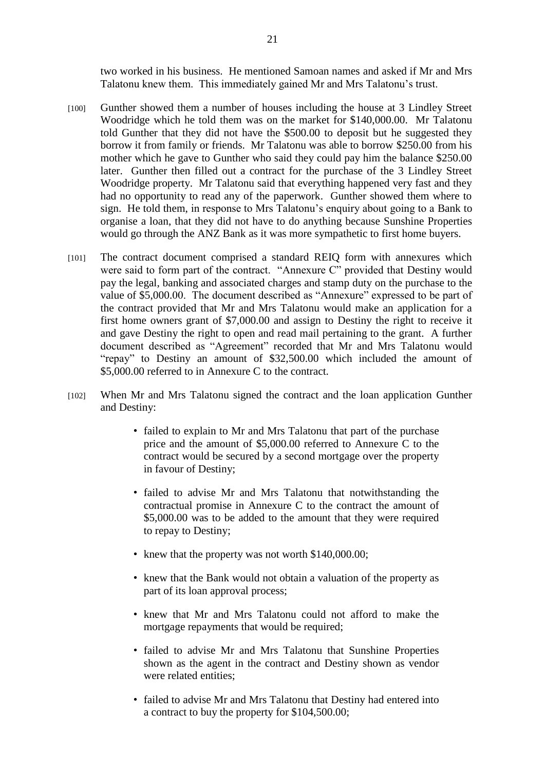two worked in his business. He mentioned Samoan names and asked if Mr and Mrs Talatonu knew them. This immediately gained Mr and Mrs Talatonu's trust.

[100] Gunther showed them a number of houses including the house at 3 Lindley Street Woodridge which he told them was on the market for $140,000.00. Mr Talatonu told Gunther that they did not have the $500.00 to deposit but he suggested they borrow it from family or friends. Mr Talatonu was able to borrow $250.00 from his mother which he gave to Gunther who said they could pay him the balance $250.00 later. Gunther then filled out a contract for the purchase of the 3 Lindley Street Woodridge property. Mr Talatonu said that everything happened very fast and they had no opportunity to read any of the paperwork. Gunther showed them where to sign. He told them, in response to Mrs Talatonu's enquiry about going to a Bank to organise a loan, that they did not have to do anything because Sunshine Properties would go through the ANZ Bank as it was more sympathetic to first home buyers.

[101] The contract document comprised a standard REIQ form with annexures which were said to form part of the contract. "Annexure C" provided that Destiny would pay the legal, banking and associated charges and stamp duty on the purchase to the value of $5,000.00. The document described as "Annexure" expressed to be part of the contract provided that Mr and Mrs Talatonu would make an application for a first home owners grant of $7,000.00 and assign to Destiny the right to receive it and gave Destiny the right to open and read mail pertaining to the grant. A further document described as "Agreement" recorded that Mr and Mrs Talatonu would "repay" to Destiny an amount of $32,500.00 which included the amount of $5,000.00 referred to in Annexure C to the contract.

[102] When Mr and Mrs Talatonu signed the contract and the loan application Gunther and Destiny:

- failed to explain to Mr and Mrs Talatonu that part of the purchase price and the amount of $5,000.00 referred to Annexure C to the contract would be secured by a second mortgage over the property in favour of Destiny;
- failed to advise Mr and Mrs Talatonu that notwithstanding the contractual promise in Annexure C to the contract the amount of $5,000.00 was to be added to the amount that they were required to repay to Destiny;
- knew that the property was not worth $140,000.00;
- knew that the Bank would not obtain a valuation of the property as part of its loan approval process;
- knew that Mr and Mrs Talatonu could not afford to make the mortgage repayments that would be required;
- failed to advise Mr and Mrs Talatonu that Sunshine Properties shown as the agent in the contract and Destiny shown as vendor were related entities;
- failed to advise Mr and Mrs Talatonu that Destiny had entered into a contract to buy the property for $104,500.00;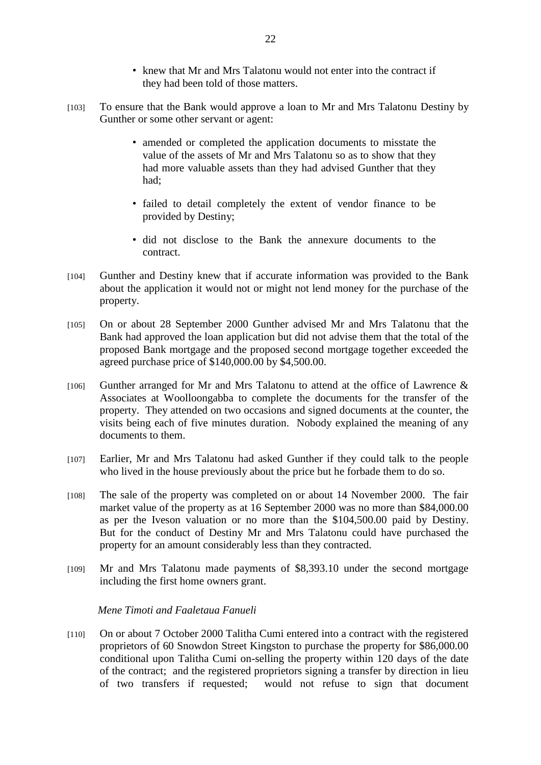- knew that Mr and Mrs Talatonu would not enter into the contract if they had been told of those matters.

[103] To ensure that the Bank would approve a loan to Mr and Mrs Talatonu Destiny by Gunther or some other servant or agent:

- amended or completed the application documents to misstate the value of the assets of Mr and Mrs Talatonu so as to show that they had more valuable assets than they had advised Gunther that they had;
- failed to detail completely the extent of vendor finance to be provided by Destiny;
- did not disclose to the Bank the annexure documents to the contract.

[104] Gunther and Destiny knew that if accurate information was provided to the Bank about the application it would not or might not lend money for the purchase of the property.

[105] On or about 28 September 2000 Gunther advised Mr and Mrs Talatonu that the Bank had approved the loan application but did not advise them that the total of the proposed Bank mortgage and the proposed second mortgage together exceeded the agreed purchase price of $140,000.00 by $4,500.00.

[106] Gunther arranged for Mr and Mrs Talatonu to attend at the office of Lawrence & Associates at Woolloongabba to complete the documents for the transfer of the property. They attended on two occasions and signed documents at the counter, the visits being each of five minutes duration. Nobody explained the meaning of any documents to them.

[107] Earlier, Mr and Mrs Talatonu had asked Gunther if they could talk to the people who lived in the house previously about the price but he forbade them to do so.

[108] The sale of the property was completed on or about 14 November 2000. The fair market value of the property as at 16 September 2000 was no more than $84,000.00 as per the Iveson valuation or no more than the $104,500.00 paid by Destiny. But for the conduct of Destiny Mr and Mrs Talatonu could have purchased the property for an amount considerably less than they contracted.

[109] Mr and Mrs Talatonu made payments of $8,393.10 under the second mortgage including the first home owners grant.

*Mene Timoti and Faaletaua Fanueli*

[110] On or about 7 October 2000 Talitha Cumi entered into a contract with the registered proprietors of 60 Snowdon Street Kingston to purchase the property for $86,000.00 conditional upon Talitha Cumi on-selling the property within 120 days of the date of the contract; and the registered proprietors signing a transfer by direction in lieu of two transfers if requested; would not refuse to sign that document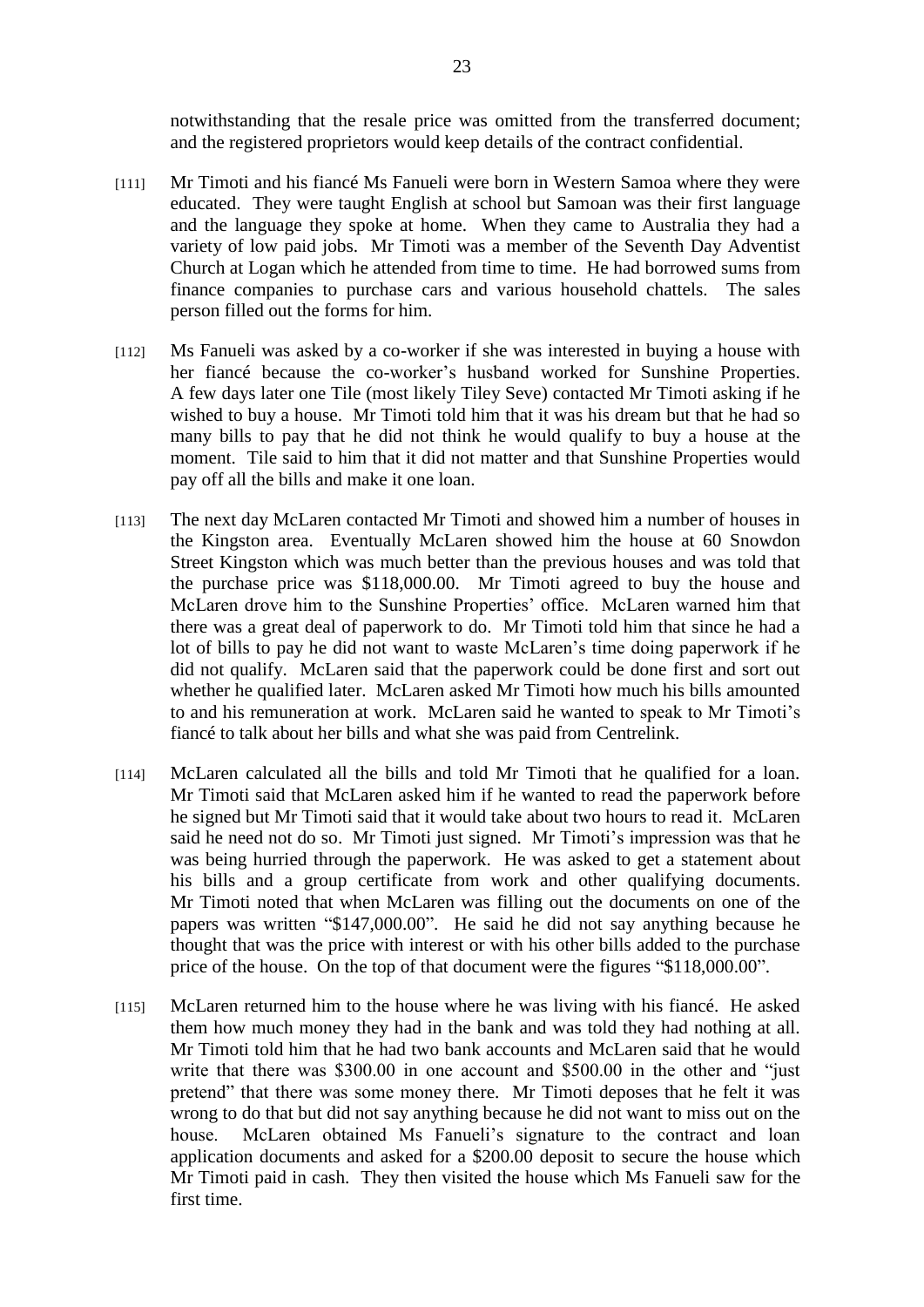notwithstanding that the resale price was omitted from the transferred document; and the registered proprietors would keep details of the contract confidential.

[111] Mr Timoti and his fiancé Ms Fanueli were born in Western Samoa where they were educated. They were taught English at school but Samoan was their first language and the language they spoke at home. When they came to Australia they had a variety of low paid jobs. Mr Timoti was a member of the Seventh Day Adventist Church at Logan which he attended from time to time. He had borrowed sums from finance companies to purchase cars and various household chattels. The sales person filled out the forms for him.

[112] Ms Fanueli was asked by a co-worker if she was interested in buying a house with her fiancé because the co-worker's husband worked for Sunshine Properties. A few days later one Tile (most likely Tiley Seve) contacted Mr Timoti asking if he wished to buy a house. Mr Timoti told him that it was his dream but that he had so many bills to pay that he did not think he would qualify to buy a house at the moment. Tile said to him that it did not matter and that Sunshine Properties would pay off all the bills and make it one loan.

[113] The next day McLaren contacted Mr Timoti and showed him a number of houses in the Kingston area. Eventually McLaren showed him the house at 60 Snowdon Street Kingston which was much better than the previous houses and was told that the purchase price was $118,000.00. Mr Timoti agreed to buy the house and McLaren drove him to the Sunshine Properties' office. McLaren warned him that there was a great deal of paperwork to do. Mr Timoti told him that since he had a lot of bills to pay he did not want to waste McLaren's time doing paperwork if he did not qualify. McLaren said that the paperwork could be done first and sort out whether he qualified later. McLaren asked Mr Timoti how much his bills amounted to and his remuneration at work. McLaren said he wanted to speak to Mr Timoti's fiancé to talk about her bills and what she was paid from Centrelink.

[114] McLaren calculated all the bills and told Mr Timoti that he qualified for a loan. Mr Timoti said that McLaren asked him if he wanted to read the paperwork before he signed but Mr Timoti said that it would take about two hours to read it. McLaren said he need not do so. Mr Timoti just signed. Mr Timoti's impression was that he was being hurried through the paperwork. He was asked to get a statement about his bills and a group certificate from work and other qualifying documents. Mr Timoti noted that when McLaren was filling out the documents on one of the papers was written "$147,000.00". He said he did not say anything because he thought that was the price with interest or with his other bills added to the purchase price of the house. On the top of that document were the figures "$118,000.00".

[115] McLaren returned him to the house where he was living with his fiancé. He asked them how much money they had in the bank and was told they had nothing at all. Mr Timoti told him that he had two bank accounts and McLaren said that he would write that there was $300.00 in one account and $500.00 in the other and "just pretend" that there was some money there. Mr Timoti deposes that he felt it was wrong to do that but did not say anything because he did not want to miss out on the house. McLaren obtained Ms Fanueli's signature to the contract and loan application documents and asked for a $200.00 deposit to secure the house which Mr Timoti paid in cash. They then visited the house which Ms Fanueli saw for the first time.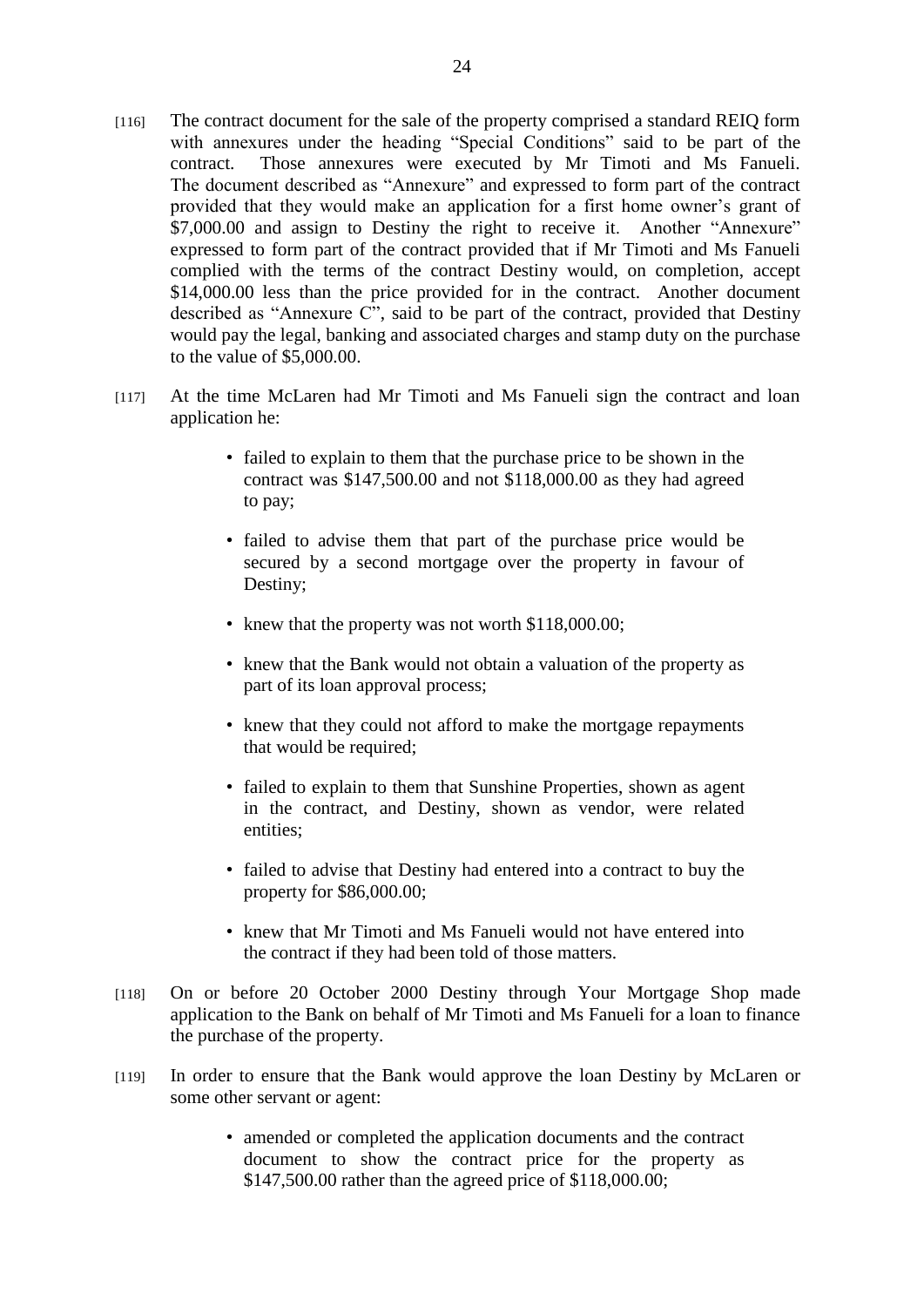[116] The contract document for the sale of the property comprised a standard REIQ form with annexures under the heading "Special Conditions" said to be part of the contract. Those annexures were executed by Mr Timoti and Ms Fanueli. The document described as "Annexure" and expressed to form part of the contract provided that they would make an application for a first home owner's grant of $7,000.00 and assign to Destiny the right to receive it. Another "Annexure" expressed to form part of the contract provided that if Mr Timoti and Ms Fanueli complied with the terms of the contract Destiny would, on completion, accept $14,000.00 less than the price provided for in the contract. Another document described as "Annexure C", said to be part of the contract, provided that Destiny would pay the legal, banking and associated charges and stamp duty on the purchase to the value of $5,000.00.

[117] At the time McLaren had Mr Timoti and Ms Fanueli sign the contract and loan application he:

- failed to explain to them that the purchase price to be shown in the contract was $147,500.00 and not $118,000.00 as they had agreed to pay;
- failed to advise them that part of the purchase price would be secured by a second mortgage over the property in favour of Destiny;
- knew that the property was not worth $118,000.00;
- knew that the Bank would not obtain a valuation of the property as part of its loan approval process;
- knew that they could not afford to make the mortgage repayments that would be required;
- failed to explain to them that Sunshine Properties, shown as agent in the contract, and Destiny, shown as vendor, were related entities;
- failed to advise that Destiny had entered into a contract to buy the property for $86,000.00;
- knew that Mr Timoti and Ms Fanueli would not have entered into the contract if they had been told of those matters.

[118] On or before 20 October 2000 Destiny through Your Mortgage Shop made application to the Bank on behalf of Mr Timoti and Ms Fanueli for a loan to finance the purchase of the property.

[119] In order to ensure that the Bank would approve the loan Destiny by McLaren or some other servant or agent:

- amended or completed the application documents and the contract document to show the contract price for the property as $147,500.00 rather than the agreed price of $118,000.00;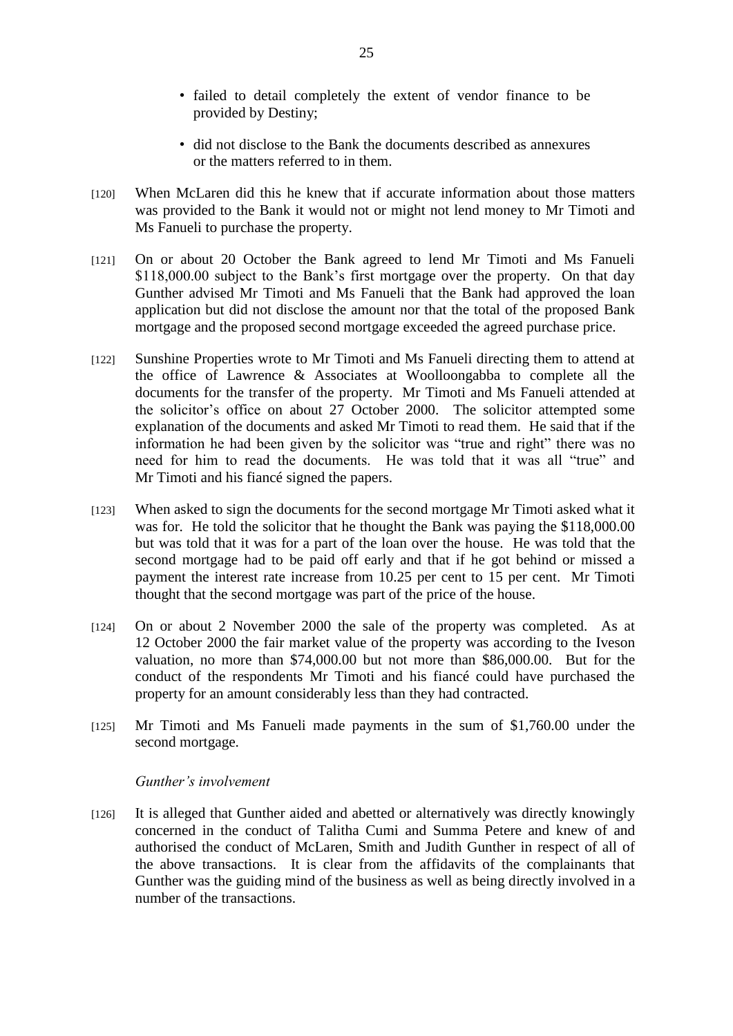- failed to detail completely the extent of vendor finance to be provided by Destiny;
- did not disclose to the Bank the documents described as annexures or the matters referred to in them.

[120] When McLaren did this he knew that if accurate information about those matters was provided to the Bank it would not or might not lend money to Mr Timoti and Ms Fanueli to purchase the property.

[121] On or about 20 October the Bank agreed to lend Mr Timoti and Ms Fanueli $118,000.00 subject to the Bank's first mortgage over the property. On that day Gunther advised Mr Timoti and Ms Fanueli that the Bank had approved the loan application but did not disclose the amount nor that the total of the proposed Bank mortgage and the proposed second mortgage exceeded the agreed purchase price.

[122] Sunshine Properties wrote to Mr Timoti and Ms Fanueli directing them to attend at the office of Lawrence & Associates at Woolloongabba to complete all the documents for the transfer of the property. Mr Timoti and Ms Fanueli attended at the solicitor's office on about 27 October 2000. The solicitor attempted some explanation of the documents and asked Mr Timoti to read them. He said that if the information he had been given by the solicitor was "true and right" there was no need for him to read the documents. He was told that it was all "true" and Mr Timoti and his fiancé signed the papers.

[123] When asked to sign the documents for the second mortgage Mr Timoti asked what it was for. He told the solicitor that he thought the Bank was paying the $118,000.00 but was told that it was for a part of the loan over the house. He was told that the second mortgage had to be paid off early and that if he got behind or missed a payment the interest rate increase from 10.25 per cent to 15 per cent. Mr Timoti thought that the second mortgage was part of the price of the house.

[124] On or about 2 November 2000 the sale of the property was completed. As at 12 October 2000 the fair market value of the property was according to the Iveson valuation, no more than $74,000.00 but not more than $86,000.00. But for the conduct of the respondents Mr Timoti and his fiancé could have purchased the property for an amount considerably less than they had contracted.

[125] Mr Timoti and Ms Fanueli made payments in the sum of $1,760.00 under the second mortgage.

*Gunther's involvement*

[126] It is alleged that Gunther aided and abetted or alternatively was directly knowingly concerned in the conduct of Talitha Cumi and Summa Petere and knew of and authorised the conduct of McLaren, Smith and Judith Gunther in respect of all of the above transactions. It is clear from the affidavits of the complainants that Gunther was the guiding mind of the business as well as being directly involved in a number of the transactions.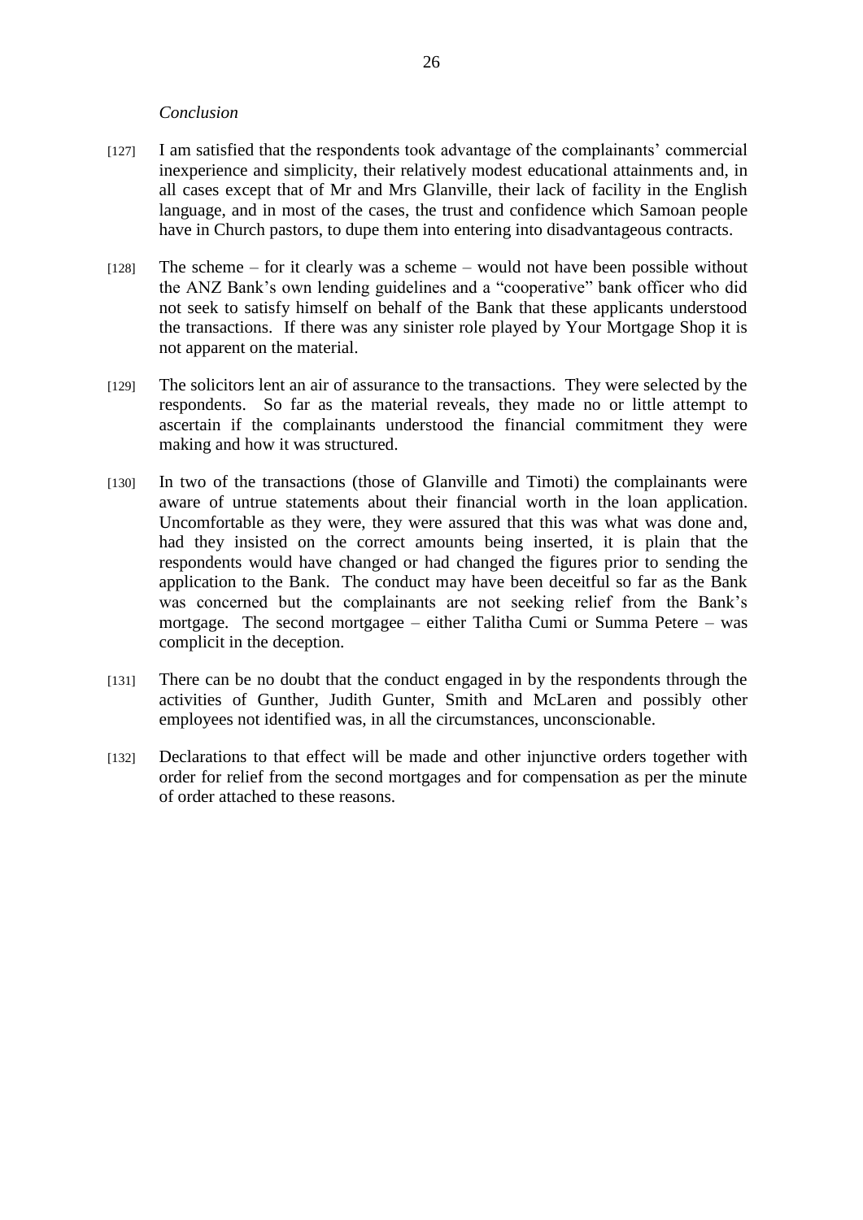*Conclusion*

[127] I am satisfied that the respondents took advantage of the complainants' commercial inexperience and simplicity, their relatively modest educational attainments and, in all cases except that of Mr and Mrs Glanville, their lack of facility in the English language, and in most of the cases, the trust and confidence which Samoan people have in Church pastors, to dupe them into entering into disadvantageous contracts.

[128] The scheme – for it clearly was a scheme – would not have been possible without the ANZ Bank's own lending guidelines and a "cooperative" bank officer who did not seek to satisfy himself on behalf of the Bank that these applicants understood the transactions. If there was any sinister role played by Your Mortgage Shop it is not apparent on the material.

[129] The solicitors lent an air of assurance to the transactions. They were selected by the respondents. So far as the material reveals, they made no or little attempt to ascertain if the complainants understood the financial commitment they were making and how it was structured.

[130] In two of the transactions (those of Glanville and Timoti) the complainants were aware of untrue statements about their financial worth in the loan application. Uncomfortable as they were, they were assured that this was what was done and, had they insisted on the correct amounts being inserted, it is plain that the respondents would have changed or had changed the figures prior to sending the application to the Bank. The conduct may have been deceitful so far as the Bank was concerned but the complainants are not seeking relief from the Bank's mortgage. The second mortgagee – either Talitha Cumi or Summa Petere – was complicit in the deception.

[131] There can be no doubt that the conduct engaged in by the respondents through the activities of Gunther, Judith Gunter, Smith and McLaren and possibly other employees not identified was, in all the circumstances, unconscionable.

[132] Declarations to that effect will be made and other injunctive orders together with order for relief from the second mortgages and for compensation as per the minute of order attached to these reasons.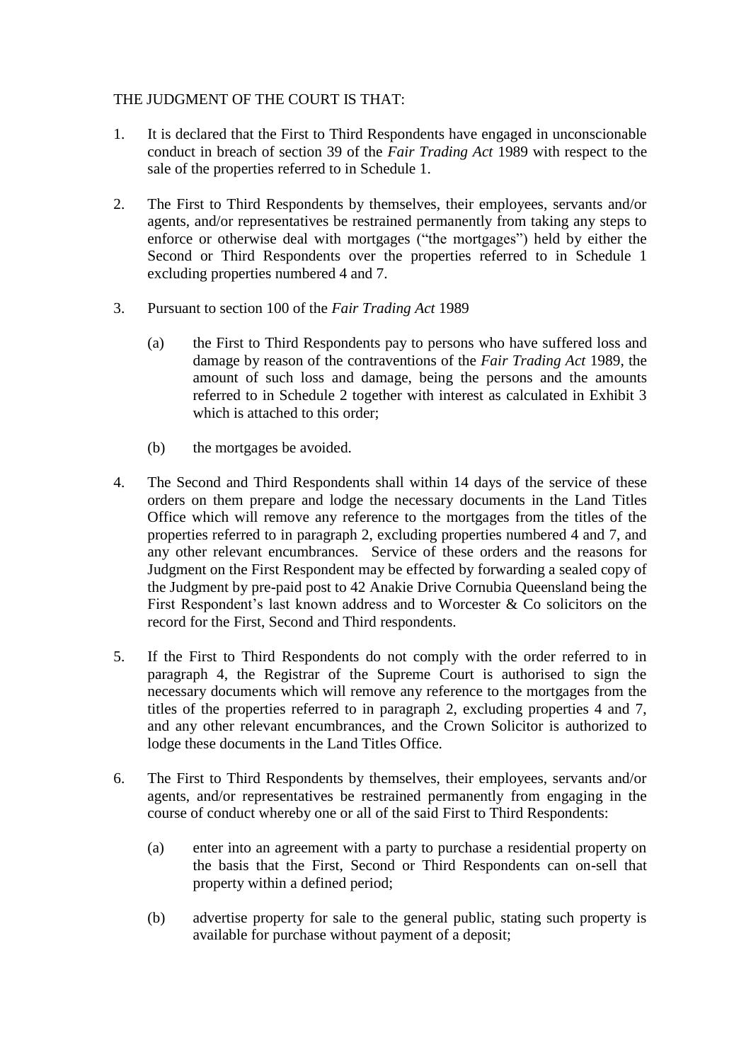THE JUDGMENT OF THE COURT IS THAT:

1. It is declared that the First to Third Respondents have engaged in unconscionable conduct in breach of section 39 of the *Fair Trading Act* 1989 with respect to the sale of the properties referred to in Schedule 1.

2. The First to Third Respondents by themselves, their employees, servants and/or agents, and/or representatives be restrained permanently from taking any steps to enforce or otherwise deal with mortgages ("the mortgages") held by either the Second or Third Respondents over the properties referred to in Schedule 1 excluding properties numbered 4 and 7.

3. Pursuant to section 100 of the *Fair Trading Act* 1989

   (a) the First to Third Respondents pay to persons who have suffered loss and damage by reason of the contraventions of the *Fair Trading Act* 1989, the amount of such loss and damage, being the persons and the amounts referred to in Schedule 2 together with interest as calculated in Exhibit 3 which is attached to this order;

   (b) the mortgages be avoided.

4. The Second and Third Respondents shall within 14 days of the service of these orders on them prepare and lodge the necessary documents in the Land Titles Office which will remove any reference to the mortgages from the titles of the properties referred to in paragraph 2, excluding properties numbered 4 and 7, and any other relevant encumbrances. Service of these orders and the reasons for Judgment on the First Respondent may be effected by forwarding a sealed copy of the Judgment by pre-paid post to 42 Anakie Drive Cornubia Queensland being the First Respondent's last known address and to Worcester & Co solicitors on the record for the First, Second and Third respondents.

5. If the First to Third Respondents do not comply with the order referred to in paragraph 4, the Registrar of the Supreme Court is authorised to sign the necessary documents which will remove any reference to the mortgages from the titles of the properties referred to in paragraph 2, excluding properties 4 and 7, and any other relevant encumbrances, and the Crown Solicitor is authorized to lodge these documents in the Land Titles Office.

6. The First to Third Respondents by themselves, their employees, servants and/or agents, and/or representatives be restrained permanently from engaging in the course of conduct whereby one or all of the said First to Third Respondents:

   (a) enter into an agreement with a party to purchase a residential property on the basis that the First, Second or Third Respondents can on-sell that property within a defined period;

   (b) advertise property for sale to the general public, stating such property is available for purchase without payment of a deposit;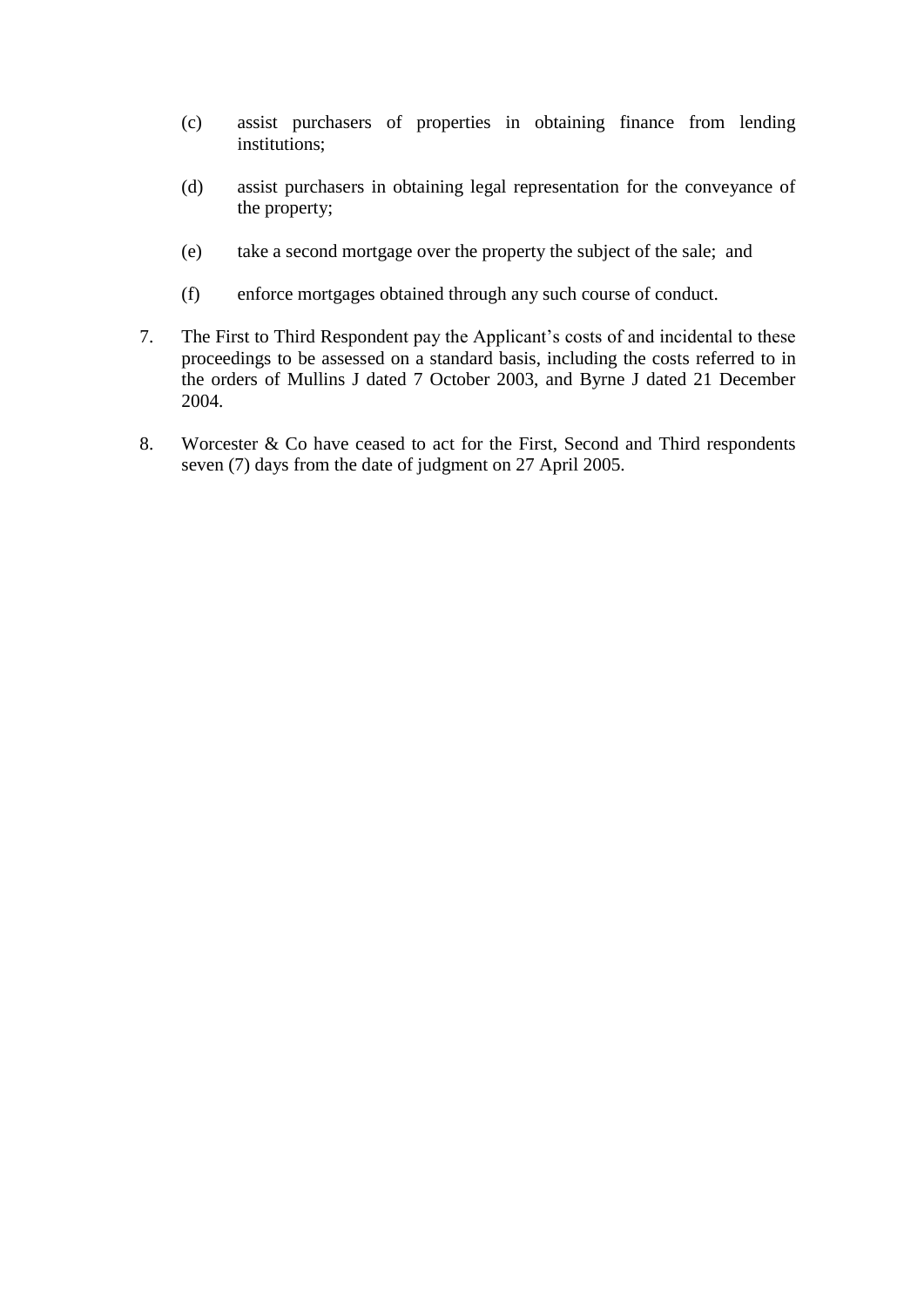(c) assist purchasers of properties in obtaining finance from lending institutions;

(d) assist purchasers in obtaining legal representation for the conveyance of the property;

(e) take a second mortgage over the property the subject of the sale; and

(f) enforce mortgages obtained through any such course of conduct.

7. The First to Third Respondent pay the Applicant's costs of and incidental to these proceedings to be assessed on a standard basis, including the costs referred to in the orders of Mullins J dated 7 October 2003, and Byrne J dated 21 December 2004.

8. Worcester & Co have ceased to act for the First, Second and Third respondents seven (7) days from the date of judgment on 27 April 2005.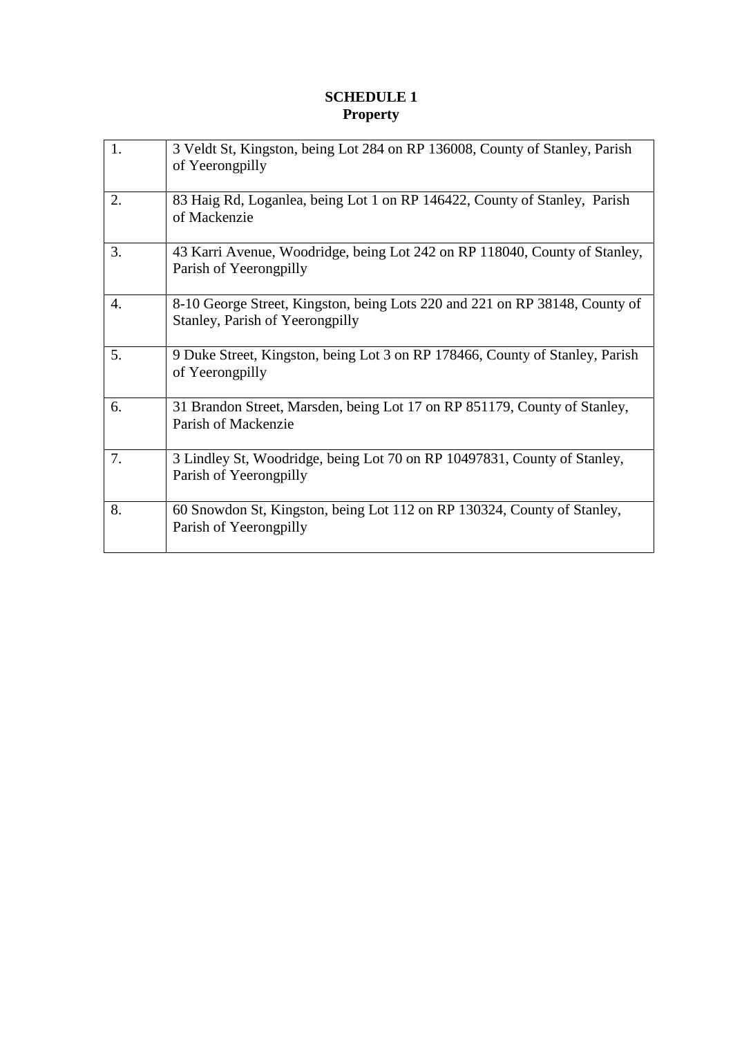**SCHEDULE 1**
**Property**

| | |
|---|---|
| 1. | 3 Veldt St, Kingston, being Lot 284 on RP 136008, County of Stanley, Parish of Yeerongpilly |
| 2. | 83 Haig Rd, Loganlea, being Lot 1 on RP 146422, County of Stanley, Parish of Mackenzie |
| 3. | 43 Karri Avenue, Woodridge, being Lot 242 on RP 118040, County of Stanley, Parish of Yeerongpilly |
| 4. | 8-10 George Street, Kingston, being Lots 220 and 221 on RP 38148, County of Stanley, Parish of Yeerongpilly |
| 5. | 9 Duke Street, Kingston, being Lot 3 on RP 178466, County of Stanley, Parish of Yeerongpilly |
| 6. | 31 Brandon Street, Marsden, being Lot 17 on RP 851179, County of Stanley, Parish of Mackenzie |
| 7. | 3 Lindley St, Woodridge, being Lot 70 on RP 10497831, County of Stanley, Parish of Yeerongpilly |
| 8. | 60 Snowdon St, Kingston, being Lot 112 on RP 130324, County of Stanley, Parish of Yeerongpilly |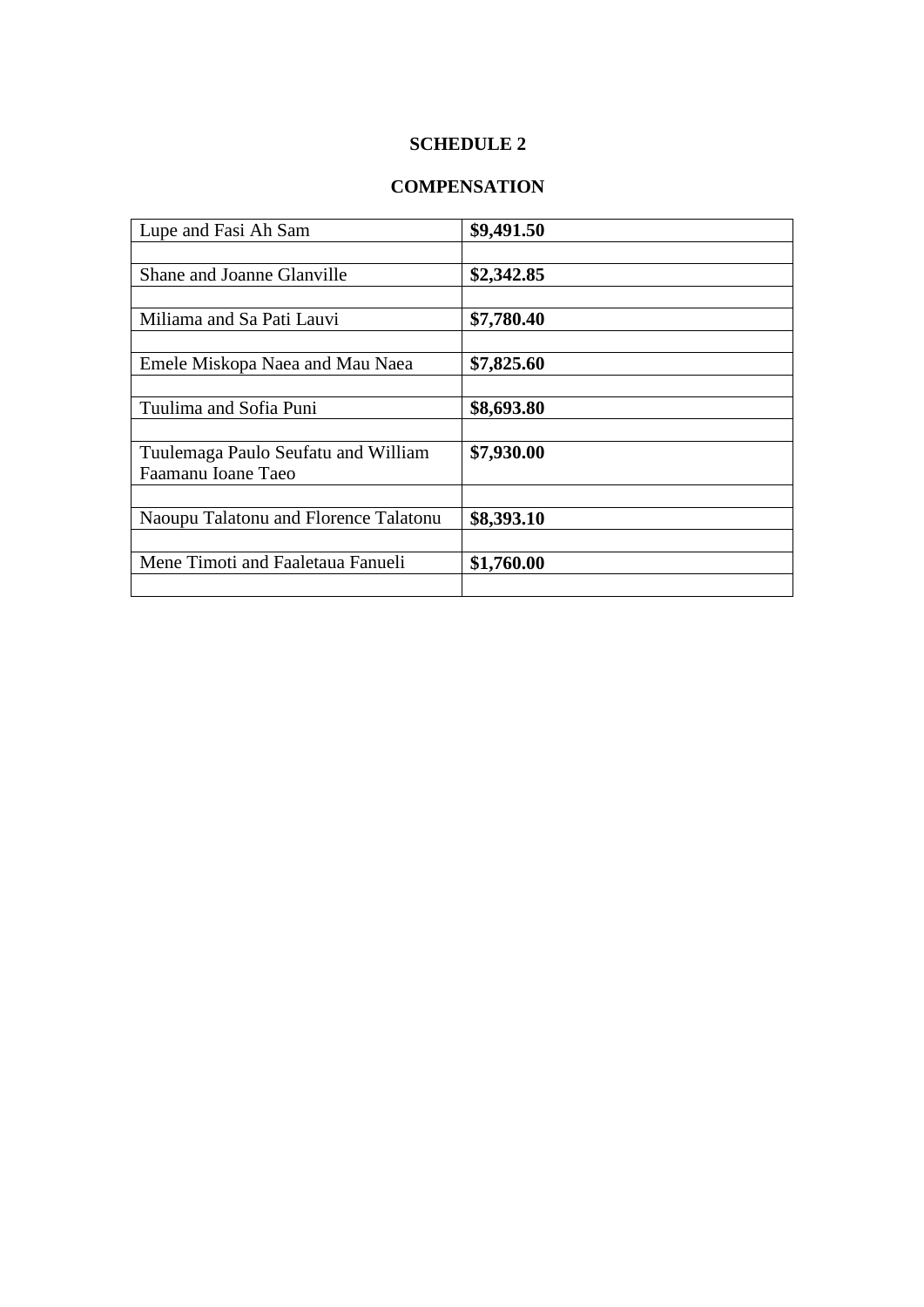## SCHEDULE 2

## COMPENSATION

| | |
|---|---|
| Lupe and Fasi Ah Sam | **$9,491.50** |
| | |
| Shane and Joanne Glanville | **$2,342.85** |
| | |
| Miliama and Sa Pati Lauvi | **$7,780.40** |
| | |
| Emele Miskopa Naea and Mau Naea | **$7,825.60** |
| | |
| Tuulima and Sofia Puni | **$8,693.80** |
| | |
| Tuulemaga Paulo Seufatu and William Faamanu Ioane Taeo | **$7,930.00** |
| | |
| Naoupu Talatonu and Florence Talatonu | **$8,393.10** |
| | |
| Mene Timoti and Faaletaua Fanueli | **$1,760.00** |
| | |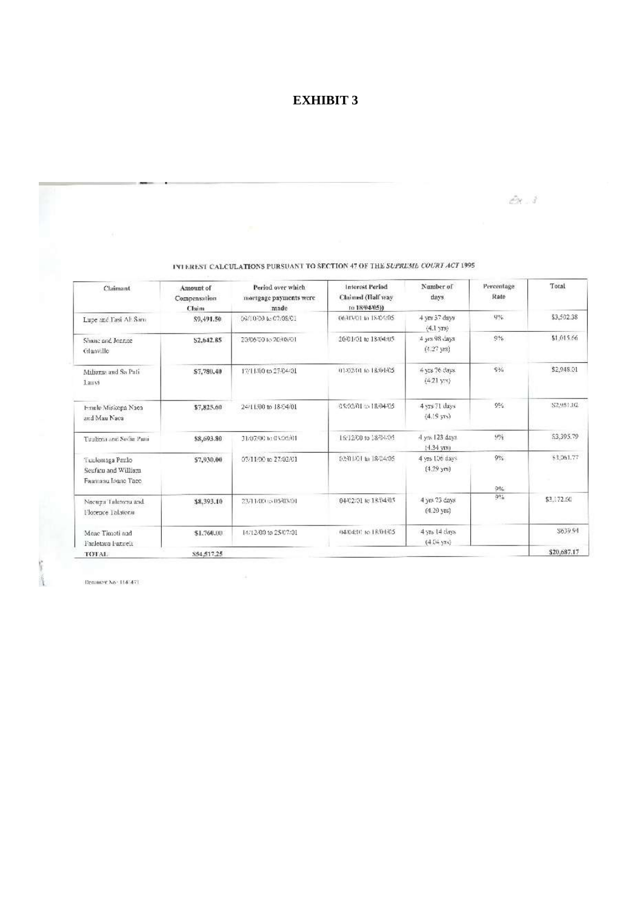# EXHIBIT 3

Ex. 3

INTEREST CALCULATIONS PURSUANT TO SECTION 47 OF THE *SUPREME COURT ACT* 1995

| Claimant | Amount of Compensation Claim | Period over which mortgage payments were made | Interest Period Claimed (Half way to 18/04/05)) | Number of days | Percentage Rate | Total |
|---|---|---|---|---|---|---|
| Lupe and Fasi Ah Sam | $9,491.50 | 06/10/00 to 07/08/01 | 06/03/01 to 18/04/05 | 4 yrs 37 days (4.1 yrs) | 9% | $3,502.38 |
| Shane and Joanne Glanville | $2,642.85 | 20/06/00 to 20/08/01 | 20/01/01 to 18/04/05 | 4 yrs 98 days (4.27 yrs) | 9% | $1,015.66 |
| Mihama and Sa Pati Lauvi | $7,780.40 | 17/11/00 to 27/04/01 | 01/02/01 to 18/04/05 | 4 yrs 76 days (4.21 yrs) | 9% | $2,948.01 |
| Fonoti Misikopa Naea and Mau Naea | $7,825.60 | 24/11/00 to 18/04/01 | 05/02/01 to 18/04/05 | 4 yrs 71 days (4.19 yrs) | 9% | $2,951.02 |
| Tuulima and Sofia Pani | $8,693.80 | 31/07/00 to 03/05/01 | 16/12/00 to 18/04/05 | 4 yrs 123 days (4.34 yrs) | 9% | $3,395.79 |
| Tuulemaga Paulo Seufatu and William Faamanu Ioane Taee | $7,930.00 | 07/11/00 to 27/02/01 | 02/01/01 to 18/04/05 | 4 yrs 106 days (4.29 yrs) | 9% | $3,061.77 |
| Naeupu Talatonu and Florence Talatonu | $8,393.10 | 23/11/00 to 05/03/01 | 04/02/01 to 18/04/05 | 4 yrs 73 days (4.20 yrs) | 9% 9% | $3,172.60 |
| Mene Timoti and Faaletaua Fanreli | $1,760.00 | 14/12/00 to 25/07/01 | 04/04/01 to 18/04/05 | 4 yrs 14 days (4.04 yrs) | | $639.94 |
| TOTAL | $54,517.25 | | | | | $20,687.17 |

Document No: 114471